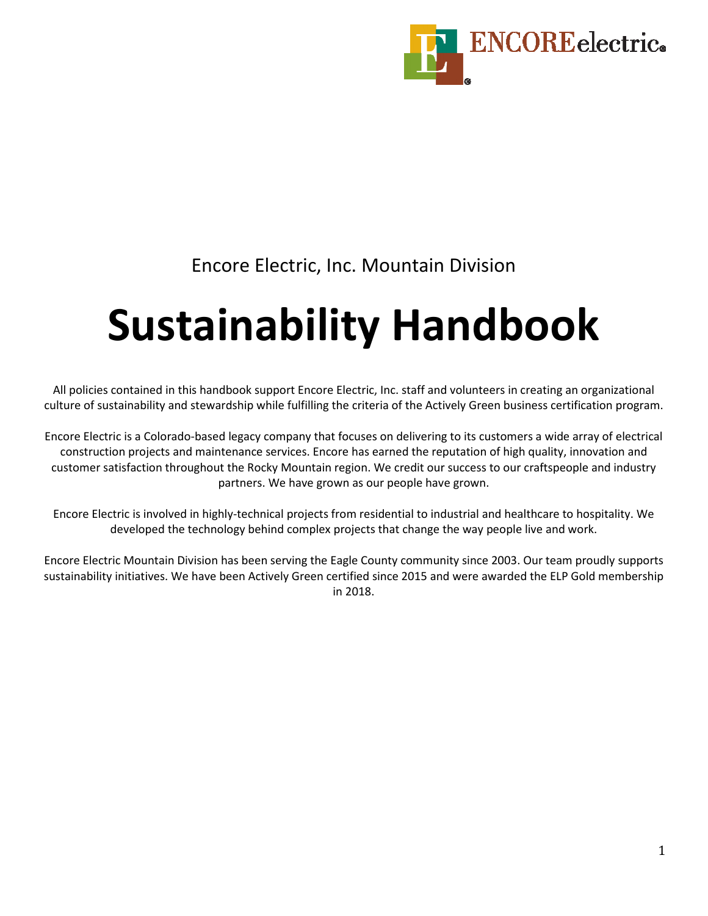Encore Electric, Inc. Mountain Division

# Sustainability Handbook

All policies contained in this handbook support Encore Electric, Inc. staff and volunteers in creating an organizational culture of sustainability and stewardship while fulfilling the criteria of the Actively Green business certification program.

Encore Electric is a Colorado-based legacy company that focuses on delivering to its customers a wide array of electrical construction projects and maintenance services. Encore has earned the reputation of high quality, innovation and customer satisfaction throughout the Rocky Mountain region. We credit our success to our craftspeople and industry partners. We have grown as our people have grown.

Encore Electric is involved in highly-technical projects from residential to industrial and healthcare to hospitality. We developed the technology behind complex projects that change the way people live and work.

Encore Electric Mountain Division has been serving the Eagle County community since 2003. Our team proudly supports sustainability initiatives. We have been Actively Green certified since 2015 and were awarded the ELP Gold membership in 2018.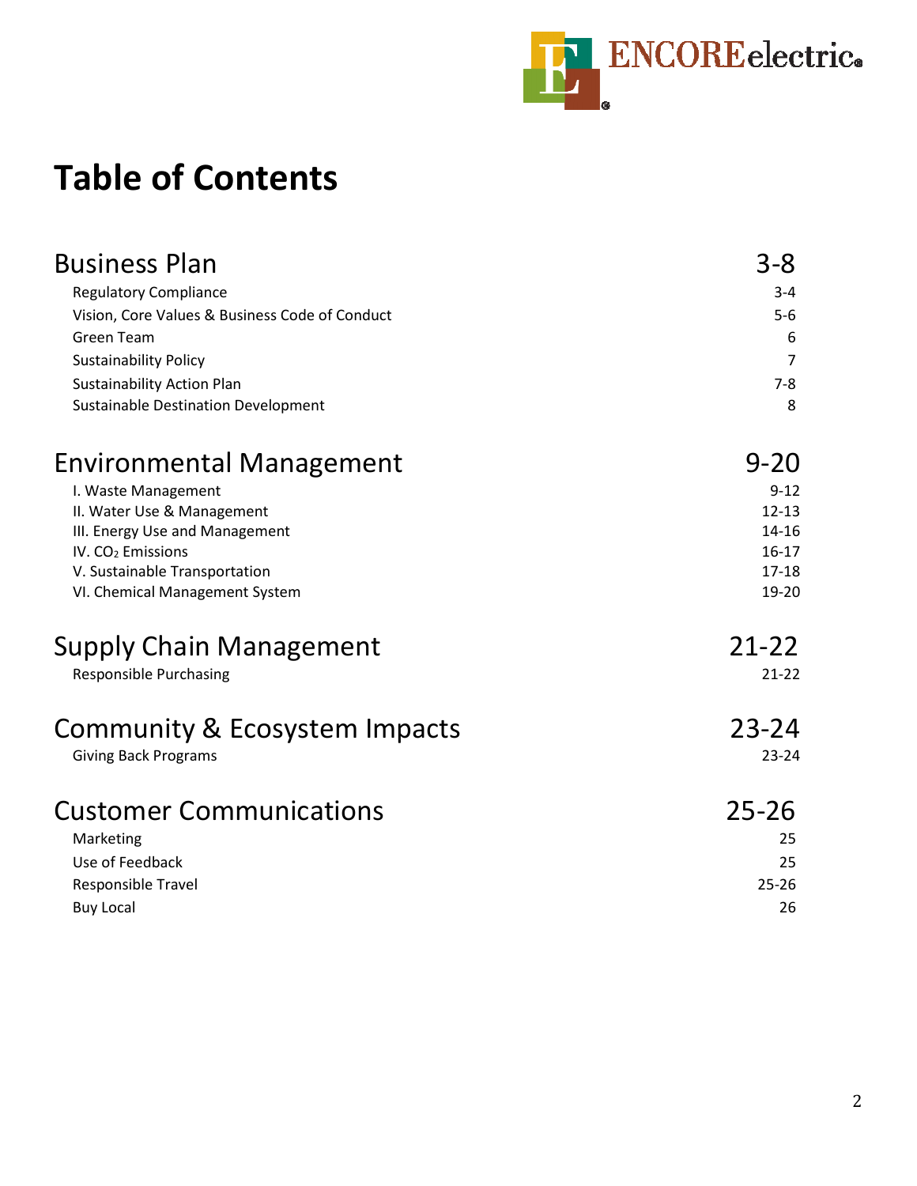# Table of Contents

| | |
|---|---|
| **Business Plan** | **3-8** |
| Regulatory Compliance | 3-4 |
| Vision, Core Values & Business Code of Conduct | 5-6 |
| Green Team | 6 |
| Sustainability Policy | 7 |
| Sustainability Action Plan | 7-8 |
| Sustainable Destination Development | 8 |
| **Environmental Management** | **9-20** |
| I. Waste Management | 9-12 |
| II. Water Use & Management | 12-13 |
| III. Energy Use and Management | 14-16 |
| IV. $CO_2$ Emissions | 16-17 |
| V. Sustainable Transportation | 17-18 |
| VI. Chemical Management System | 19-20 |
| **Supply Chain Management** | **21-22** |
| Responsible Purchasing | 21-22 |
| **Community & Ecosystem Impacts** | **23-24** |
| Giving Back Programs | 23-24 |
| **Customer Communications** | **25-26** |
| Marketing | 25 |
| Use of Feedback | 25 |
| Responsible Travel | 25-26 |
| Buy Local | 26 |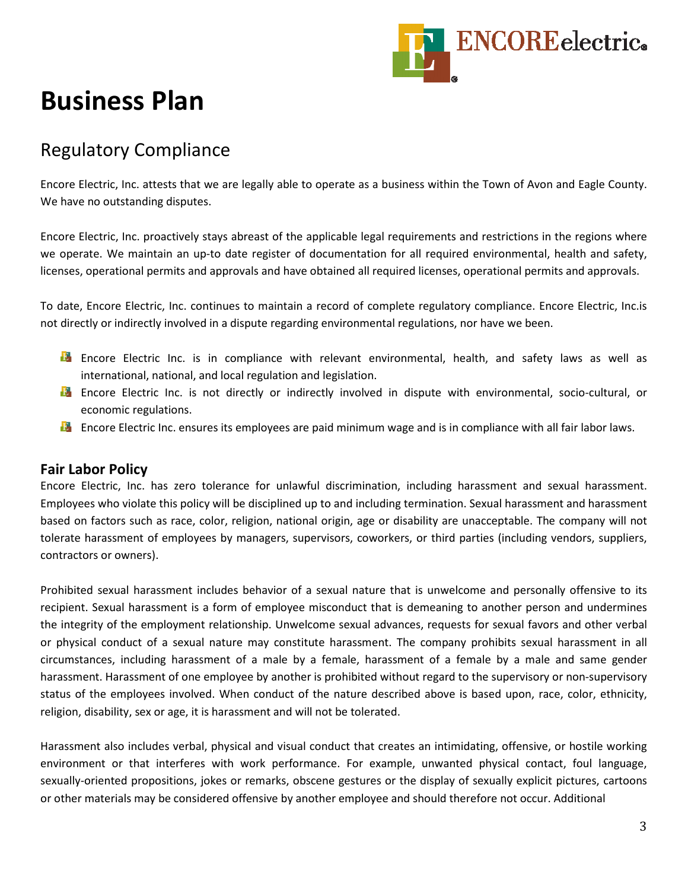# Business Plan

## Regulatory Compliance

Encore Electric, Inc. attests that we are legally able to operate as a business within the Town of Avon and Eagle County. We have no outstanding disputes.

Encore Electric, Inc. proactively stays abreast of the applicable legal requirements and restrictions in the regions where we operate. We maintain an up-to date register of documentation for all required environmental, health and safety, licenses, operational permits and approvals and have obtained all required licenses, operational permits and approvals.

To date, Encore Electric, Inc. continues to maintain a record of complete regulatory compliance. Encore Electric, Inc.is not directly or indirectly involved in a dispute regarding environmental regulations, nor have we been.

- Encore Electric Inc. is in compliance with relevant environmental, health, and safety laws as well as international, national, and local regulation and legislation.
- Encore Electric Inc. is not directly or indirectly involved in dispute with environmental, socio-cultural, or economic regulations.
- Encore Electric Inc. ensures its employees are paid minimum wage and is in compliance with all fair labor laws.

### Fair Labor Policy

Encore Electric, Inc. has zero tolerance for unlawful discrimination, including harassment and sexual harassment. Employees who violate this policy will be disciplined up to and including termination. Sexual harassment and harassment based on factors such as race, color, religion, national origin, age or disability are unacceptable. The company will not tolerate harassment of employees by managers, supervisors, coworkers, or third parties (including vendors, suppliers, contractors or owners).

Prohibited sexual harassment includes behavior of a sexual nature that is unwelcome and personally offensive to its recipient. Sexual harassment is a form of employee misconduct that is demeaning to another person and undermines the integrity of the employment relationship. Unwelcome sexual advances, requests for sexual favors and other verbal or physical conduct of a sexual nature may constitute harassment. The company prohibits sexual harassment in all circumstances, including harassment of a male by a female, harassment of a female by a male and same gender harassment. Harassment of one employee by another is prohibited without regard to the supervisory or non-supervisory status of the employees involved. When conduct of the nature described above is based upon, race, color, ethnicity, religion, disability, sex or age, it is harassment and will not be tolerated.

Harassment also includes verbal, physical and visual conduct that creates an intimidating, offensive, or hostile working environment or that interferes with work performance. For example, unwanted physical contact, foul language, sexually-oriented propositions, jokes or remarks, obscene gestures or the display of sexually explicit pictures, cartoons or other materials may be considered offensive by another employee and should therefore not occur. Additional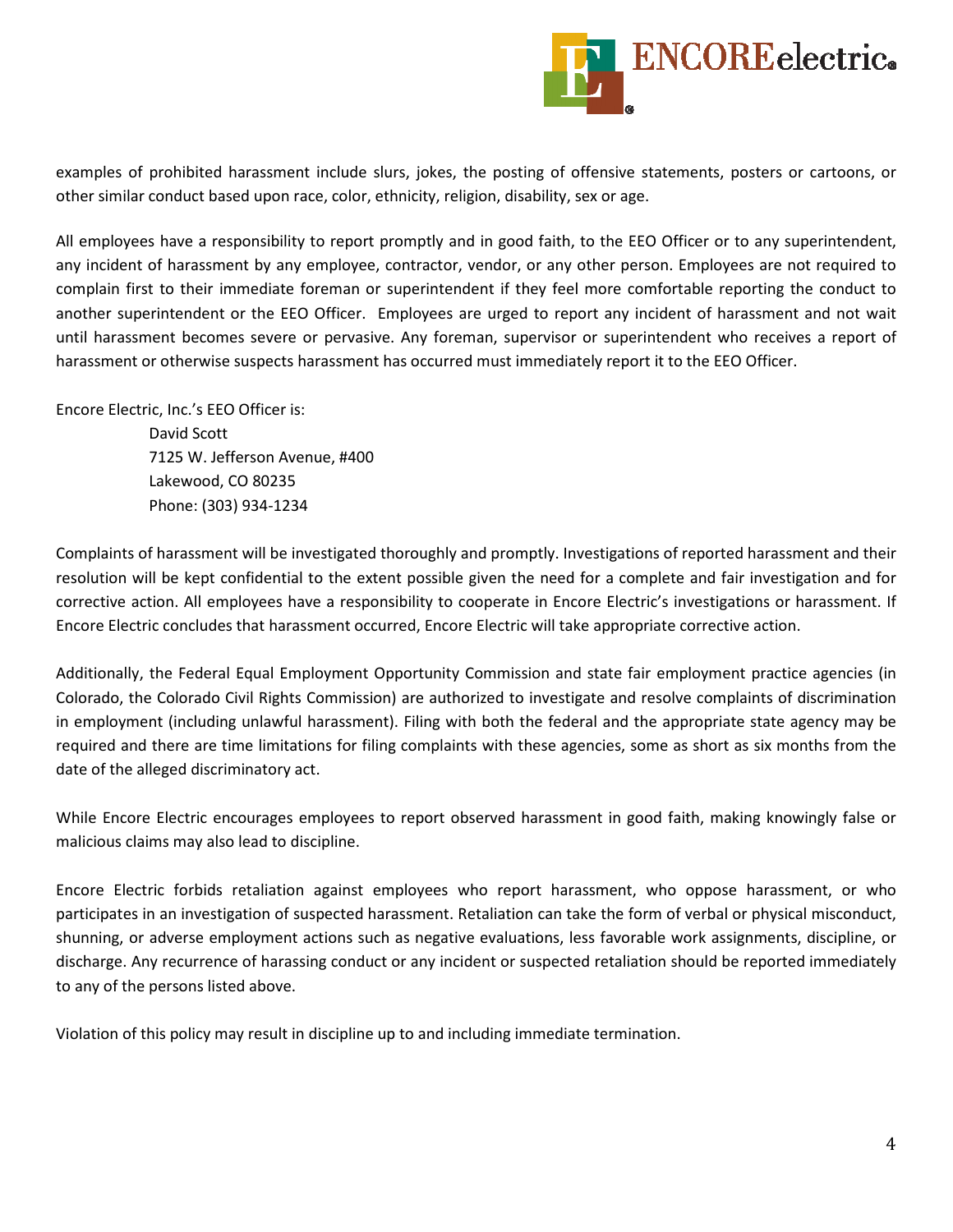examples of prohibited harassment include slurs, jokes, the posting of offensive statements, posters or cartoons, or other similar conduct based upon race, color, ethnicity, religion, disability, sex or age.

All employees have a responsibility to report promptly and in good faith, to the EEO Officer or to any superintendent, any incident of harassment by any employee, contractor, vendor, or any other person. Employees are not required to complain first to their immediate foreman or superintendent if they feel more comfortable reporting the conduct to another superintendent or the EEO Officer. Employees are urged to report any incident of harassment and not wait until harassment becomes severe or pervasive. Any foreman, supervisor or superintendent who receives a report of harassment or otherwise suspects harassment has occurred must immediately report it to the EEO Officer.

Encore Electric, Inc.'s EEO Officer is:

David Scott
7125 W. Jefferson Avenue, #400
Lakewood, CO 80235
Phone: (303) 934-1234

Complaints of harassment will be investigated thoroughly and promptly. Investigations of reported harassment and their resolution will be kept confidential to the extent possible given the need for a complete and fair investigation and for corrective action. All employees have a responsibility to cooperate in Encore Electric's investigations or harassment. If Encore Electric concludes that harassment occurred, Encore Electric will take appropriate corrective action.

Additionally, the Federal Equal Employment Opportunity Commission and state fair employment practice agencies (in Colorado, the Colorado Civil Rights Commission) are authorized to investigate and resolve complaints of discrimination in employment (including unlawful harassment). Filing with both the federal and the appropriate state agency may be required and there are time limitations for filing complaints with these agencies, some as short as six months from the date of the alleged discriminatory act.

While Encore Electric encourages employees to report observed harassment in good faith, making knowingly false or malicious claims may also lead to discipline.

Encore Electric forbids retaliation against employees who report harassment, who oppose harassment, or who participates in an investigation of suspected harassment. Retaliation can take the form of verbal or physical misconduct, shunning, or adverse employment actions such as negative evaluations, less favorable work assignments, discipline, or discharge. Any recurrence of harassing conduct or any incident or suspected retaliation should be reported immediately to any of the persons listed above.

Violation of this policy may result in discipline up to and including immediate termination.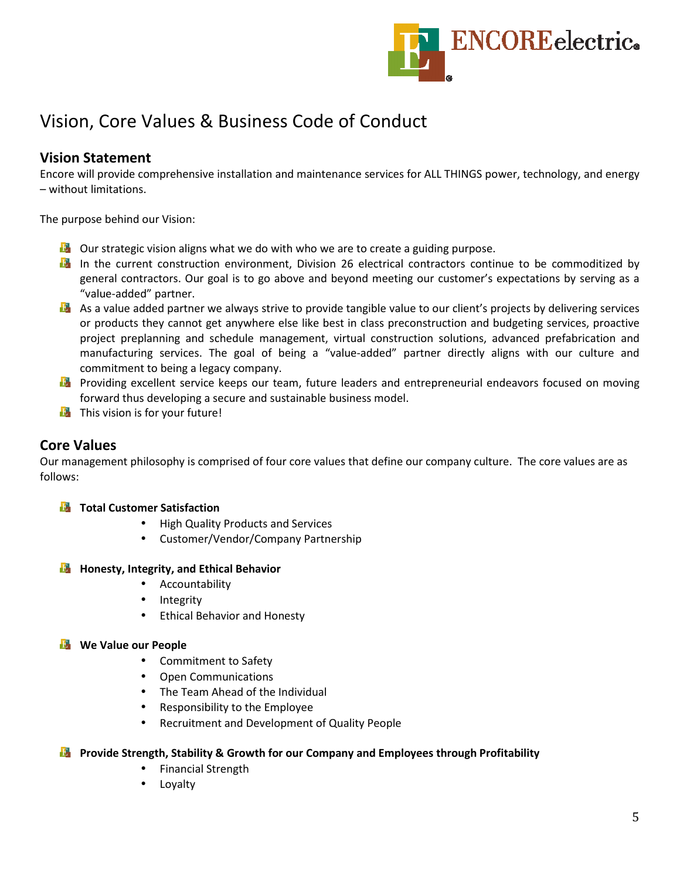# Vision, Core Values & Business Code of Conduct

## Vision Statement

Encore will provide comprehensive installation and maintenance services for ALL THINGS power, technology, and energy – without limitations.

The purpose behind our Vision:

- Our strategic vision aligns what we do with who we are to create a guiding purpose.
- In the current construction environment, Division 26 electrical contractors continue to be commoditized by general contractors. Our goal is to go above and beyond meeting our customer's expectations by serving as a "value-added" partner.
- As a value added partner we always strive to provide tangible value to our client's projects by delivering services or products they cannot get anywhere else like best in class preconstruction and budgeting services, proactive project preplanning and schedule management, virtual construction solutions, advanced prefabrication and manufacturing services. The goal of being a "value-added" partner directly aligns with our culture and commitment to being a legacy company.
- Providing excellent service keeps our team, future leaders and entrepreneurial endeavors focused on moving forward thus developing a secure and sustainable business model.
- This vision is for your future!

## Core Values

Our management philosophy is comprised of four core values that define our company culture. The core values are as follows:

- **Total Customer Satisfaction**
  - High Quality Products and Services
  - Customer/Vendor/Company Partnership

- **Honesty, Integrity, and Ethical Behavior**
  - Accountability
  - Integrity
  - Ethical Behavior and Honesty

- **We Value our People**
  - Commitment to Safety
  - Open Communications
  - The Team Ahead of the Individual
  - Responsibility to the Employee
  - Recruitment and Development of Quality People

- **Provide Strength, Stability & Growth for our Company and Employees through Profitability**
  - Financial Strength
  - Loyalty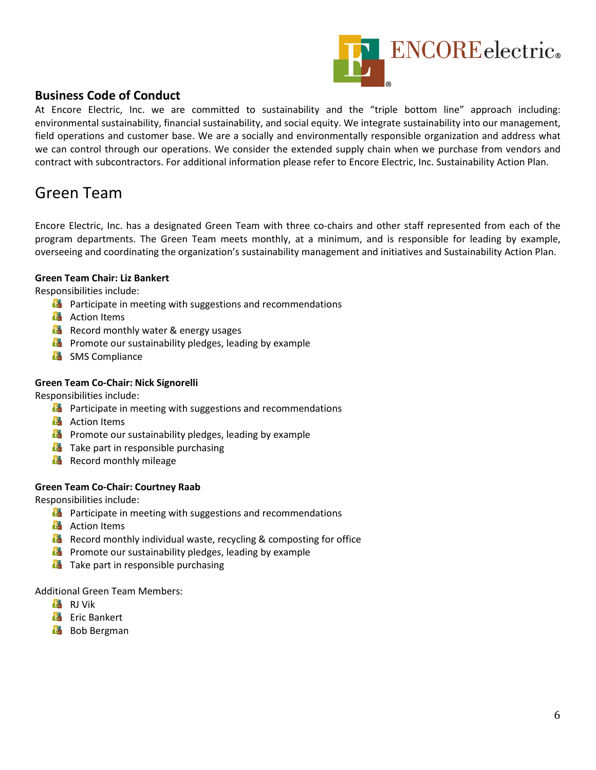## Business Code of Conduct

At Encore Electric, Inc. we are committed to sustainability and the "triple bottom line" approach including: environmental sustainability, financial sustainability, and social equity. We integrate sustainability into our management, field operations and customer base. We are a socially and environmentally responsible organization and address what we can control through our operations. We consider the extended supply chain when we purchase from vendors and contract with subcontractors. For additional information please refer to Encore Electric, Inc. Sustainability Action Plan.

# Green Team

Encore Electric, Inc. has a designated Green Team with three co-chairs and other staff represented from each of the program departments. The Green Team meets monthly, at a minimum, and is responsible for leading by example, overseeing and coordinating the organization's sustainability management and initiatives and Sustainability Action Plan.

**Green Team Chair: Liz Bankert**

Responsibilities include:

- Participate in meeting with suggestions and recommendations
- Action Items
- Record monthly water & energy usages
- Promote our sustainability pledges, leading by example
- SMS Compliance

**Green Team Co-Chair: Nick Signorelli**

Responsibilities include:

- Participate in meeting with suggestions and recommendations
- Action Items
- Promote our sustainability pledges, leading by example
- Take part in responsible purchasing
- Record monthly mileage

**Green Team Co-Chair: Courtney Raab**

Responsibilities include:

- Participate in meeting with suggestions and recommendations
- Action Items
- Record monthly individual waste, recycling & composting for office
- Promote our sustainability pledges, leading by example
- Take part in responsible purchasing

Additional Green Team Members:

- RJ Vik
- Eric Bankert
- Bob Bergman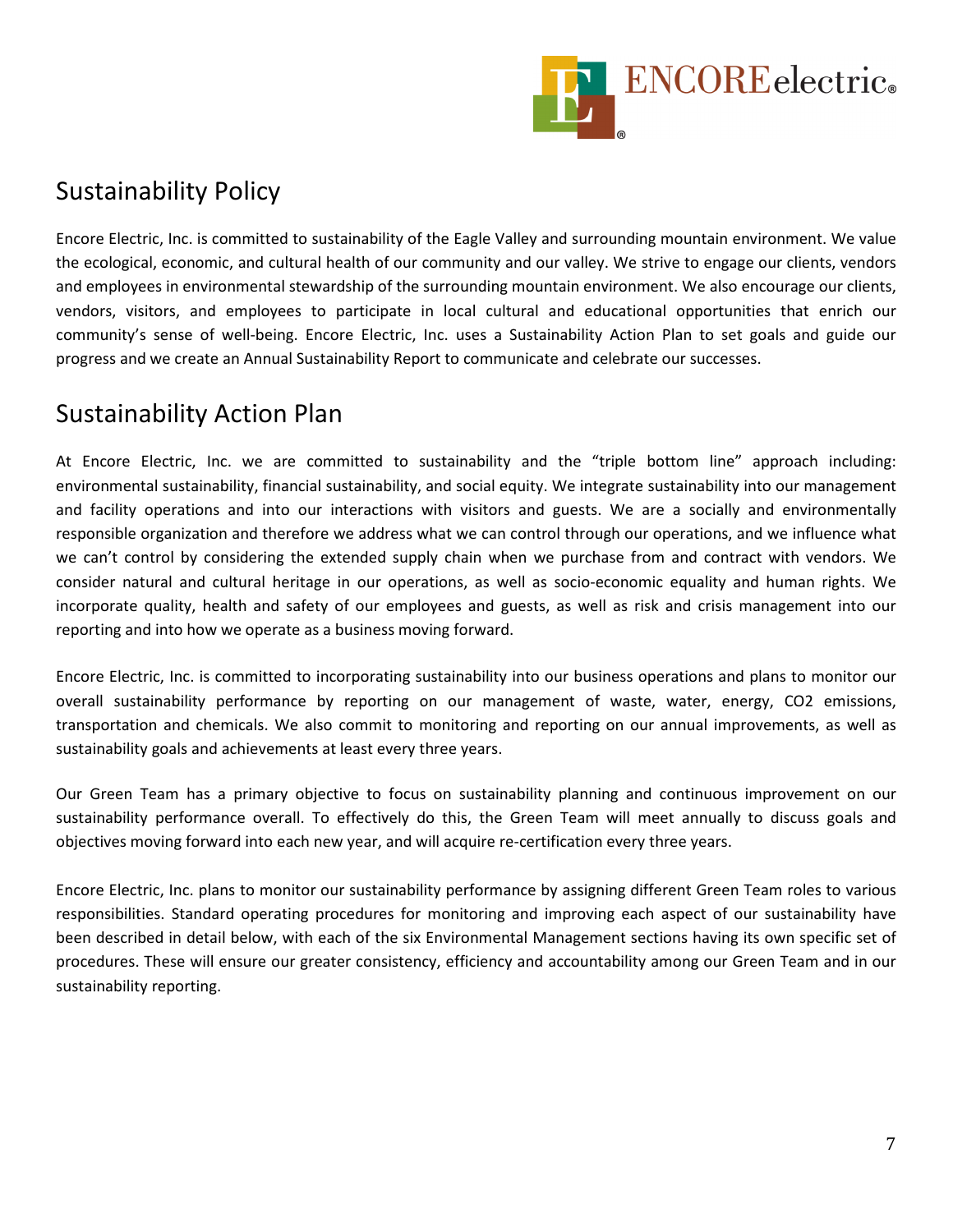## Sustainability Policy

Encore Electric, Inc. is committed to sustainability of the Eagle Valley and surrounding mountain environment. We value the ecological, economic, and cultural health of our community and our valley. We strive to engage our clients, vendors and employees in environmental stewardship of the surrounding mountain environment. We also encourage our clients, vendors, visitors, and employees to participate in local cultural and educational opportunities that enrich our community's sense of well-being. Encore Electric, Inc. uses a Sustainability Action Plan to set goals and guide our progress and we create an Annual Sustainability Report to communicate and celebrate our successes.

## Sustainability Action Plan

At Encore Electric, Inc. we are committed to sustainability and the "triple bottom line" approach including: environmental sustainability, financial sustainability, and social equity. We integrate sustainability into our management and facility operations and into our interactions with visitors and guests. We are a socially and environmentally responsible organization and therefore we address what we can control through our operations, and we influence what we can't control by considering the extended supply chain when we purchase from and contract with vendors. We consider natural and cultural heritage in our operations, as well as socio-economic equality and human rights. We incorporate quality, health and safety of our employees and guests, as well as risk and crisis management into our reporting and into how we operate as a business moving forward.

Encore Electric, Inc. is committed to incorporating sustainability into our business operations and plans to monitor our overall sustainability performance by reporting on our management of waste, water, energy, $CO_2$ emissions, transportation and chemicals. We also commit to monitoring and reporting on our annual improvements, as well as sustainability goals and achievements at least every three years.

Our Green Team has a primary objective to focus on sustainability planning and continuous improvement on our sustainability performance overall. To effectively do this, the Green Team will meet annually to discuss goals and objectives moving forward into each new year, and will acquire re-certification every three years.

Encore Electric, Inc. plans to monitor our sustainability performance by assigning different Green Team roles to various responsibilities. Standard operating procedures for monitoring and improving each aspect of our sustainability have been described in detail below, with each of the six Environmental Management sections having its own specific set of procedures. These will ensure our greater consistency, efficiency and accountability among our Green Team and in our sustainability reporting.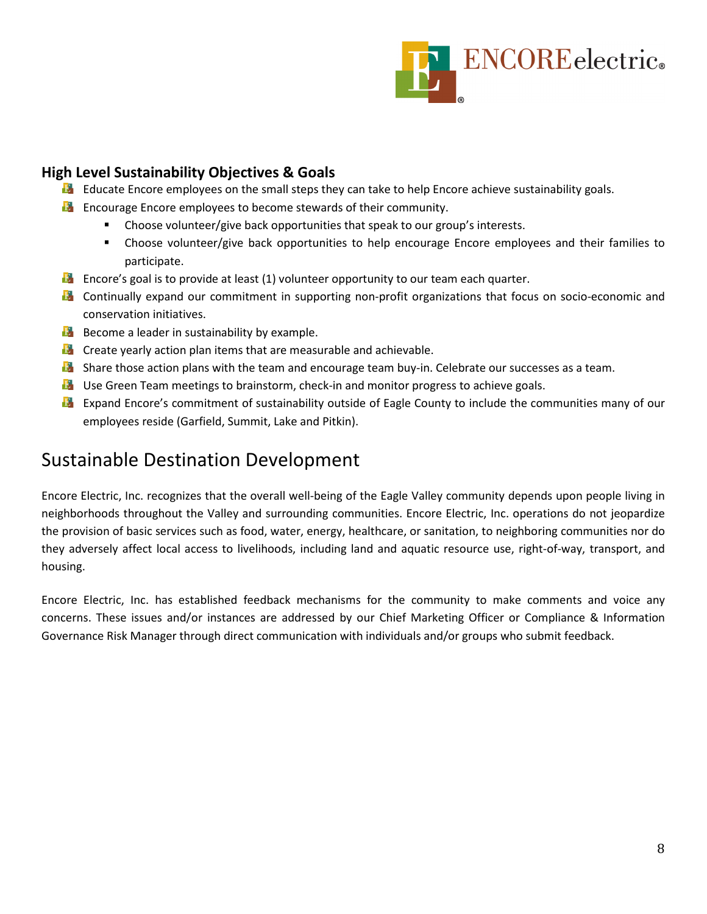### High Level Sustainability Objectives & Goals

- Educate Encore employees on the small steps they can take to help Encore achieve sustainability goals.
- Encourage Encore employees to become stewards of their community.
  - Choose volunteer/give back opportunities that speak to our group's interests.
  - Choose volunteer/give back opportunities to help encourage Encore employees and their families to participate.
- Encore's goal is to provide at least (1) volunteer opportunity to our team each quarter.
- Continually expand our commitment in supporting non-profit organizations that focus on socio-economic and conservation initiatives.
- Become a leader in sustainability by example.
- Create yearly action plan items that are measurable and achievable.
- Share those action plans with the team and encourage team buy-in. Celebrate our successes as a team.
- Use Green Team meetings to brainstorm, check-in and monitor progress to achieve goals.
- Expand Encore's commitment of sustainability outside of Eagle County to include the communities many of our employees reside (Garfield, Summit, Lake and Pitkin).

## Sustainable Destination Development

Encore Electric, Inc. recognizes that the overall well-being of the Eagle Valley community depends upon people living in neighborhoods throughout the Valley and surrounding communities. Encore Electric, Inc. operations do not jeopardize the provision of basic services such as food, water, energy, healthcare, or sanitation, to neighboring communities nor do they adversely affect local access to livelihoods, including land and aquatic resource use, right-of-way, transport, and housing.

Encore Electric, Inc. has established feedback mechanisms for the community to make comments and voice any concerns. These issues and/or instances are addressed by our Chief Marketing Officer or Compliance & Information Governance Risk Manager through direct communication with individuals and/or groups who submit feedback.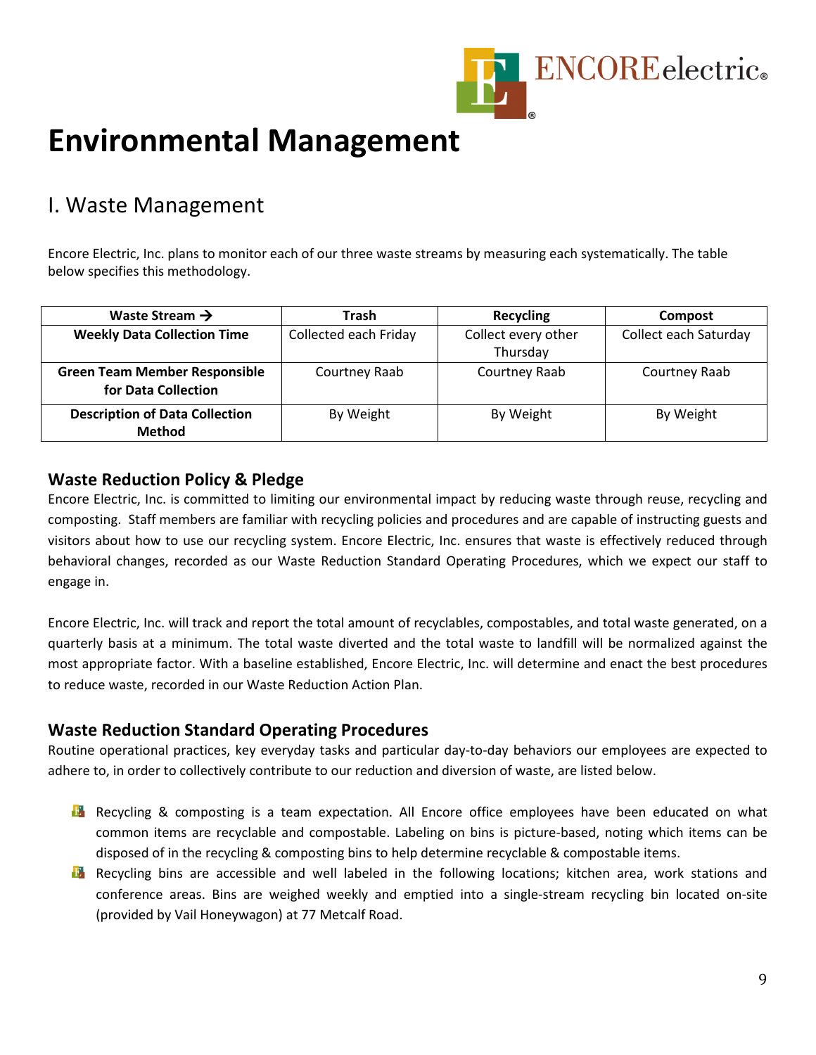# Environmental Management

## I. Waste Management

Encore Electric, Inc. plans to monitor each of our three waste streams by measuring each systematically. The table below specifies this methodology.

| Waste Stream → | Trash | Recycling | Compost |
|---|---|---|---|
| **Weekly Data Collection Time** | Collected each Friday | Collect every other Thursday | Collect each Saturday |
| **Green Team Member Responsible for Data Collection** | Courtney Raab | Courtney Raab | Courtney Raab |
| **Description of Data Collection Method** | By Weight | By Weight | By Weight |

### Waste Reduction Policy & Pledge

Encore Electric, Inc. is committed to limiting our environmental impact by reducing waste through reuse, recycling and composting. Staff members are familiar with recycling policies and procedures and are capable of instructing guests and visitors about how to use our recycling system. Encore Electric, Inc. ensures that waste is effectively reduced through behavioral changes, recorded as our Waste Reduction Standard Operating Procedures, which we expect our staff to engage in.

Encore Electric, Inc. will track and report the total amount of recyclables, compostables, and total waste generated, on a quarterly basis at a minimum. The total waste diverted and the total waste to landfill will be normalized against the most appropriate factor. With a baseline established, Encore Electric, Inc. will determine and enact the best procedures to reduce waste, recorded in our Waste Reduction Action Plan.

### Waste Reduction Standard Operating Procedures

Routine operational practices, key everyday tasks and particular day-to-day behaviors our employees are expected to adhere to, in order to collectively contribute to our reduction and diversion of waste, are listed below.

- Recycling & composting is a team expectation. All Encore office employees have been educated on what common items are recyclable and compostable. Labeling on bins is picture-based, noting which items can be disposed of in the recycling & composting bins to help determine recyclable & compostable items.
- Recycling bins are accessible and well labeled in the following locations; kitchen area, work stations and conference areas. Bins are weighed weekly and emptied into a single-stream recycling bin located on-site (provided by Vail Honeywagon) at 77 Metcalf Road.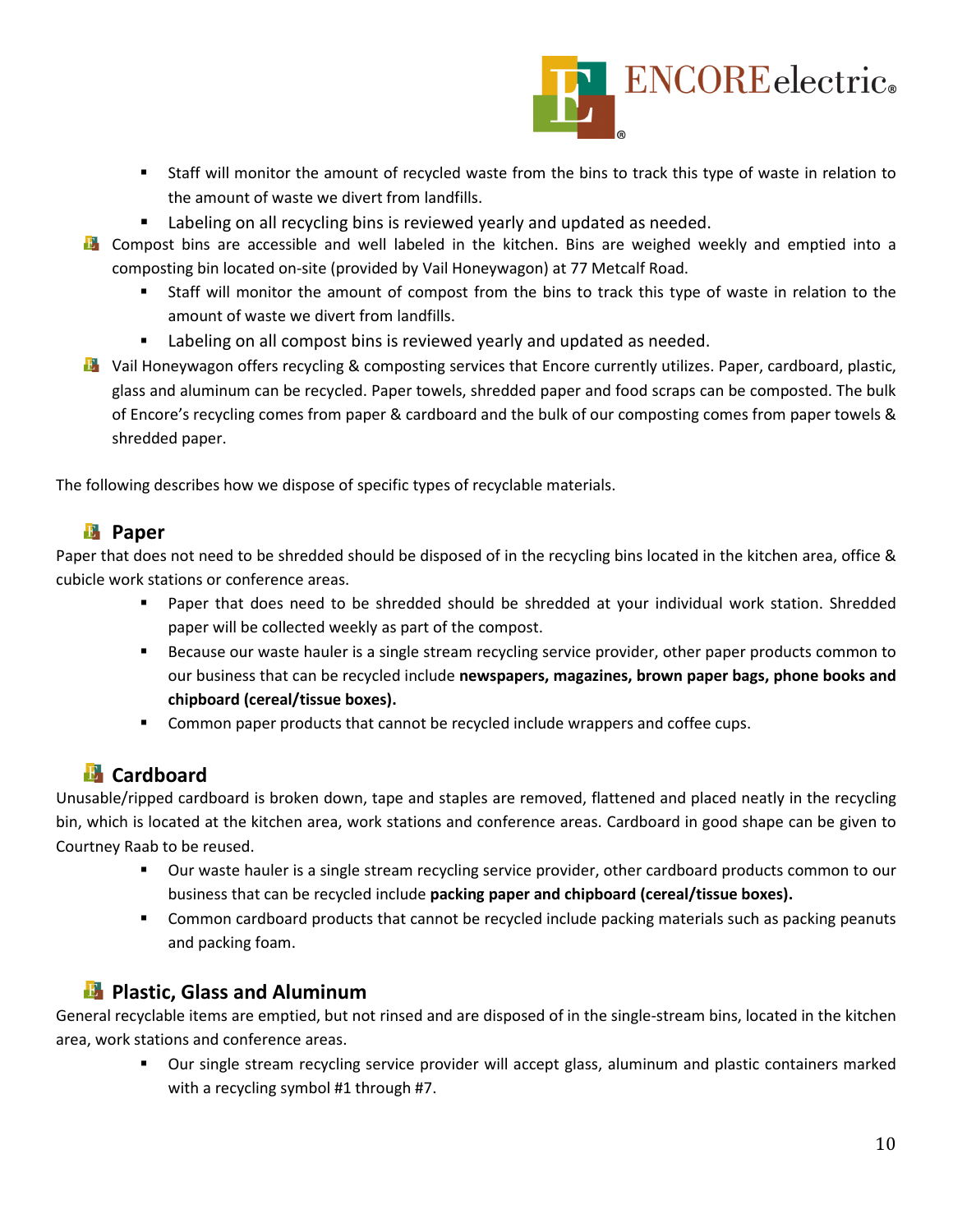- Staff will monitor the amount of recycled waste from the bins to track this type of waste in relation to the amount of waste we divert from landfills.
- Labeling on all recycling bins is reviewed yearly and updated as needed.

- Compost bins are accessible and well labeled in the kitchen. Bins are weighed weekly and emptied into a composting bin located on-site (provided by Vail Honeywagon) at 77 Metcalf Road.
  - Staff will monitor the amount of compost from the bins to track this type of waste in relation to the amount of waste we divert from landfills.
  - Labeling on all compost bins is reviewed yearly and updated as needed.
- Vail Honeywagon offers recycling & composting services that Encore currently utilizes. Paper, cardboard, plastic, glass and aluminum can be recycled. Paper towels, shredded paper and food scraps can be composted. The bulk of Encore's recycling comes from paper & cardboard and the bulk of our composting comes from paper towels & shredded paper.

The following describes how we dispose of specific types of recyclable materials.

## Paper

Paper that does not need to be shredded should be disposed of in the recycling bins located in the kitchen area, office & cubicle work stations or conference areas.

- Paper that does need to be shredded should be shredded at your individual work station. Shredded paper will be collected weekly as part of the compost.
- Because our waste hauler is a single stream recycling service provider, other paper products common to our business that can be recycled include **newspapers, magazines, brown paper bags, phone books and chipboard (cereal/tissue boxes).**
- Common paper products that cannot be recycled include wrappers and coffee cups.

## Cardboard

Unusable/ripped cardboard is broken down, tape and staples are removed, flattened and placed neatly in the recycling bin, which is located at the kitchen area, work stations and conference areas. Cardboard in good shape can be given to Courtney Raab to be reused.

- Our waste hauler is a single stream recycling service provider, other cardboard products common to our business that can be recycled include **packing paper and chipboard (cereal/tissue boxes).**
- Common cardboard products that cannot be recycled include packing materials such as packing peanuts and packing foam.

## Plastic, Glass and Aluminum

General recyclable items are emptied, but not rinsed and are disposed of in the single-stream bins, located in the kitchen area, work stations and conference areas.

- Our single stream recycling service provider will accept glass, aluminum and plastic containers marked with a recycling symbol #1 through #7.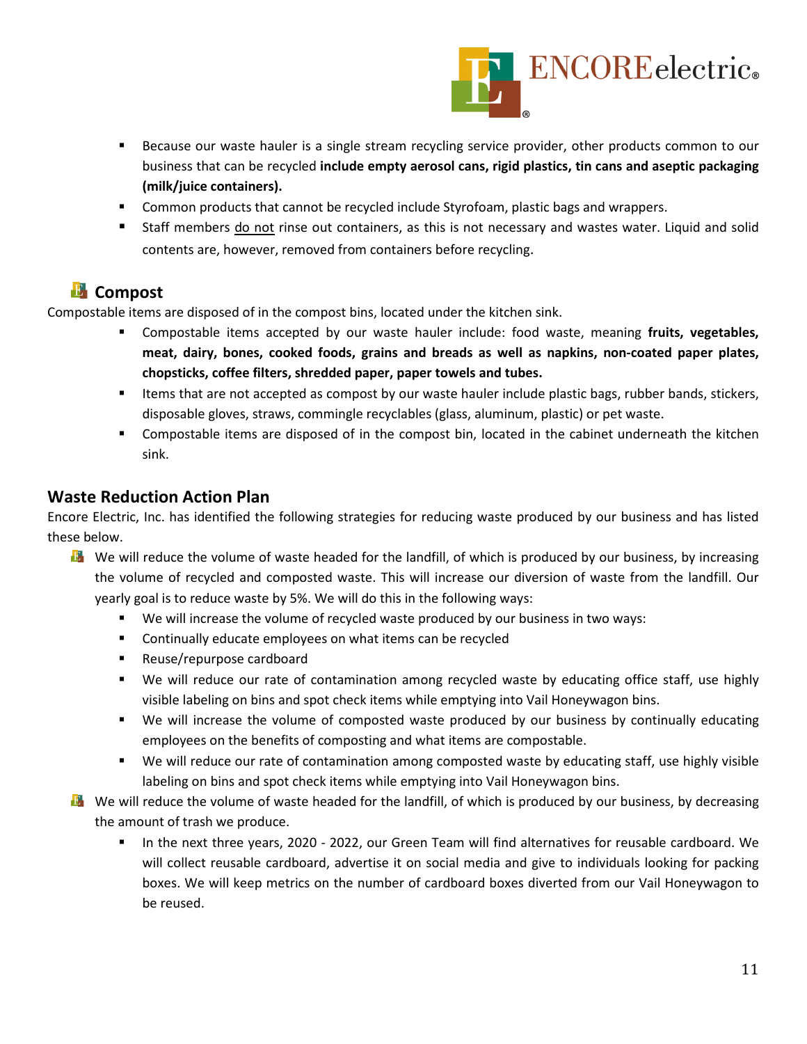- Because our waste hauler is a single stream recycling service provider, other products common to our business that can be recycled **include empty aerosol cans, rigid plastics, tin cans and aseptic packaging (milk/juice containers).**
- Common products that cannot be recycled include Styrofoam, plastic bags and wrappers.
- Staff members <u>do not</u> rinse out containers, as this is not necessary and wastes water. Liquid and solid contents are, however, removed from containers before recycling.

### Compost

Compostable items are disposed of in the compost bins, located under the kitchen sink.

- Compostable items accepted by our waste hauler include: food waste, meaning **fruits, vegetables, meat, dairy, bones, cooked foods, grains and breads as well as napkins, non-coated paper plates, chopsticks, coffee filters, shredded paper, paper towels and tubes.**
- Items that are not accepted as compost by our waste hauler include plastic bags, rubber bands, stickers, disposable gloves, straws, commingle recyclables (glass, aluminum, plastic) or pet waste.
- Compostable items are disposed of in the compost bin, located in the cabinet underneath the kitchen sink.

## Waste Reduction Action Plan

Encore Electric, Inc. has identified the following strategies for reducing waste produced by our business and has listed these below.

- We will reduce the volume of waste headed for the landfill, of which is produced by our business, by increasing the volume of recycled and composted waste. This will increase our diversion of waste from the landfill. Our yearly goal is to reduce waste by 5%. We will do this in the following ways:
  - We will increase the volume of recycled waste produced by our business in two ways:
  - Continually educate employees on what items can be recycled
  - Reuse/repurpose cardboard
  - We will reduce our rate of contamination among recycled waste by educating office staff, use highly visible labeling on bins and spot check items while emptying into Vail Honeywagon bins.
  - We will increase the volume of composted waste produced by our business by continually educating employees on the benefits of composting and what items are compostable.
  - We will reduce our rate of contamination among composted waste by educating staff, use highly visible labeling on bins and spot check items while emptying into Vail Honeywagon bins.
- We will reduce the volume of waste headed for the landfill, of which is produced by our business, by decreasing the amount of trash we produce.
  - In the next three years, 2020 - 2022, our Green Team will find alternatives for reusable cardboard. We will collect reusable cardboard, advertise it on social media and give to individuals looking for packing boxes. We will keep metrics on the number of cardboard boxes diverted from our Vail Honeywagon to be reused.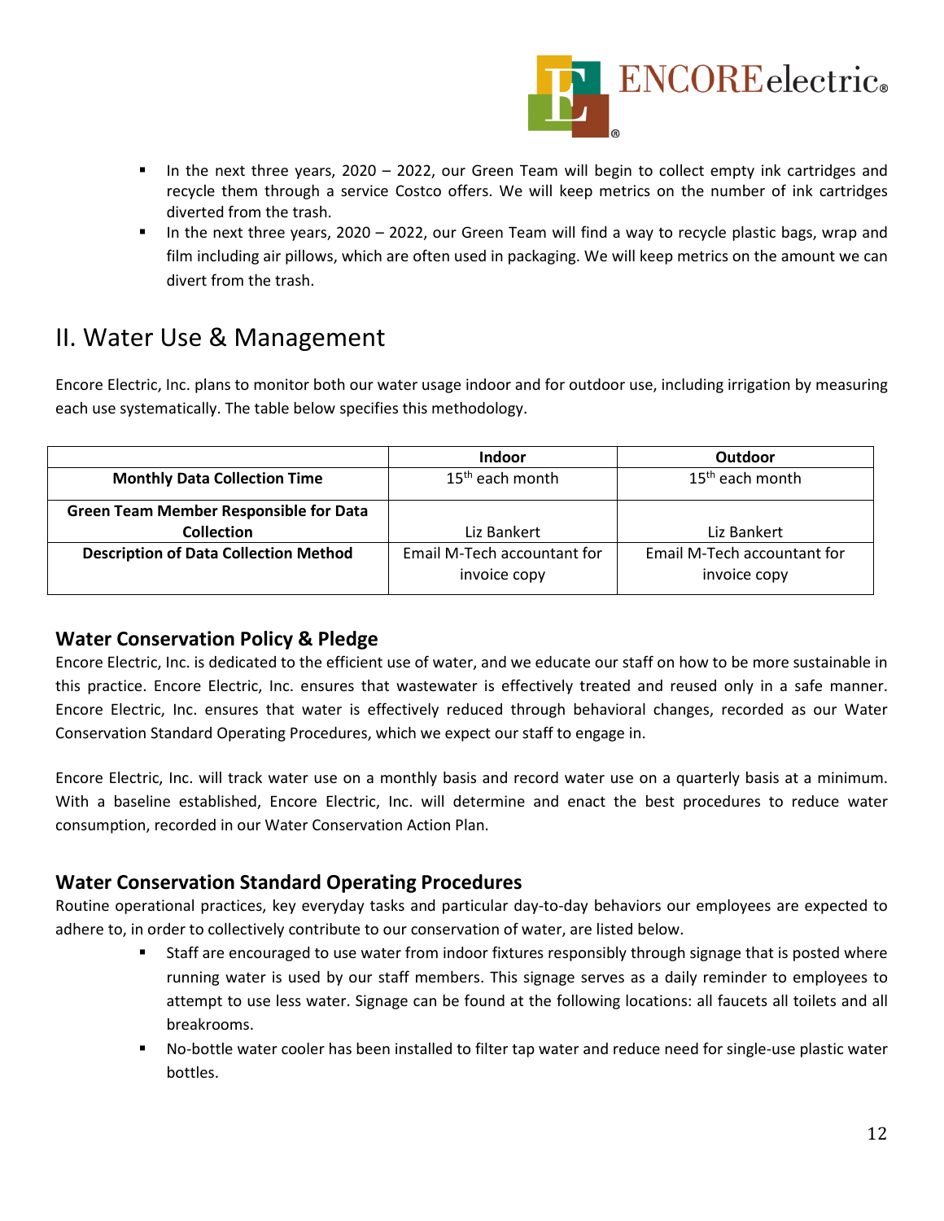- In the next three years, 2020 – 2022, our Green Team will begin to collect empty ink cartridges and recycle them through a service Costco offers. We will keep metrics on the number of ink cartridges diverted from the trash.
- In the next three years, 2020 – 2022, our Green Team will find a way to recycle plastic bags, wrap and film including air pillows, which are often used in packaging. We will keep metrics on the amount we can divert from the trash.

# II. Water Use & Management

Encore Electric, Inc. plans to monitor both our water usage indoor and for outdoor use, including irrigation by measuring each use systematically. The table below specifies this methodology.

| | Indoor | Outdoor |
|---|---|---|
| **Monthly Data Collection Time** | 15th each month | 15th each month |
| **Green Team Member Responsible for Data Collection** | Liz Bankert | Liz Bankert |
| **Description of Data Collection Method** | Email M-Tech accountant for invoice copy | Email M-Tech accountant for invoice copy |

## Water Conservation Policy & Pledge

Encore Electric, Inc. is dedicated to the efficient use of water, and we educate our staff on how to be more sustainable in this practice. Encore Electric, Inc. ensures that wastewater is effectively treated and reused only in a safe manner. Encore Electric, Inc. ensures that water is effectively reduced through behavioral changes, recorded as our Water Conservation Standard Operating Procedures, which we expect our staff to engage in.

Encore Electric, Inc. will track water use on a monthly basis and record water use on a quarterly basis at a minimum. With a baseline established, Encore Electric, Inc. will determine and enact the best procedures to reduce water consumption, recorded in our Water Conservation Action Plan.

## Water Conservation Standard Operating Procedures

Routine operational practices, key everyday tasks and particular day-to-day behaviors our employees are expected to adhere to, in order to collectively contribute to our conservation of water, are listed below.

- Staff are encouraged to use water from indoor fixtures responsibly through signage that is posted where running water is used by our staff members. This signage serves as a daily reminder to employees to attempt to use less water. Signage can be found at the following locations: all faucets all toilets and all breakrooms.
- No-bottle water cooler has been installed to filter tap water and reduce need for single-use plastic water bottles.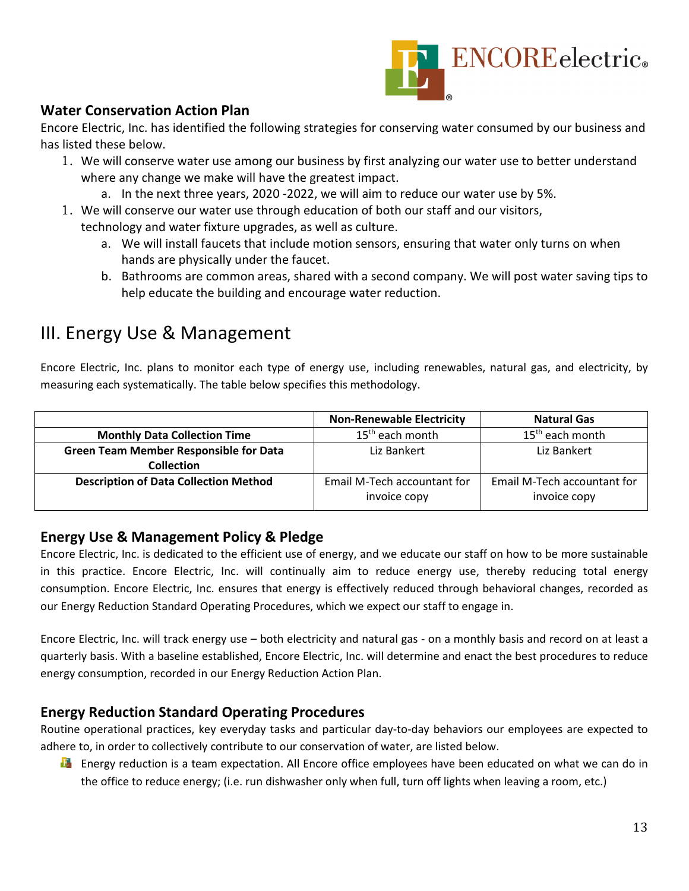### Water Conservation Action Plan

Encore Electric, Inc. has identified the following strategies for conserving water consumed by our business and has listed these below.

1. We will conserve water use among our business by first analyzing our water use to better understand where any change we make will have the greatest impact.
   a. In the next three years, 2020 -2022, we will aim to reduce our water use by 5%.
1. We will conserve our water use through education of both our staff and our visitors, technology and water fixture upgrades, as well as culture.
   a. We will install faucets that include motion sensors, ensuring that water only turns on when hands are physically under the faucet.
   b. Bathrooms are common areas, shared with a second company. We will post water saving tips to help educate the building and encourage water reduction.

# III. Energy Use & Management

Encore Electric, Inc. plans to monitor each type of energy use, including renewables, natural gas, and electricity, by measuring each systematically. The table below specifies this methodology.

| | Non-Renewable Electricity | Natural Gas |
|---|---|---|
| **Monthly Data Collection Time** | 15th each month | 15th each month |
| **Green Team Member Responsible for Data Collection** | Liz Bankert | Liz Bankert |
| **Description of Data Collection Method** | Email M-Tech accountant for invoice copy | Email M-Tech accountant for invoice copy |

### Energy Use & Management Policy & Pledge

Encore Electric, Inc. is dedicated to the efficient use of energy, and we educate our staff on how to be more sustainable in this practice. Encore Electric, Inc. will continually aim to reduce energy use, thereby reducing total energy consumption. Encore Electric, Inc. ensures that energy is effectively reduced through behavioral changes, recorded as our Energy Reduction Standard Operating Procedures, which we expect our staff to engage in.

Encore Electric, Inc. will track energy use – both electricity and natural gas - on a monthly basis and record on at least a quarterly basis. With a baseline established, Encore Electric, Inc. will determine and enact the best procedures to reduce energy consumption, recorded in our Energy Reduction Action Plan.

### Energy Reduction Standard Operating Procedures

Routine operational practices, key everyday tasks and particular day-to-day behaviors our employees are expected to adhere to, in order to collectively contribute to our conservation of water, are listed below.

- Energy reduction is a team expectation. All Encore office employees have been educated on what we can do in the office to reduce energy; (i.e. run dishwasher only when full, turn off lights when leaving a room, etc.)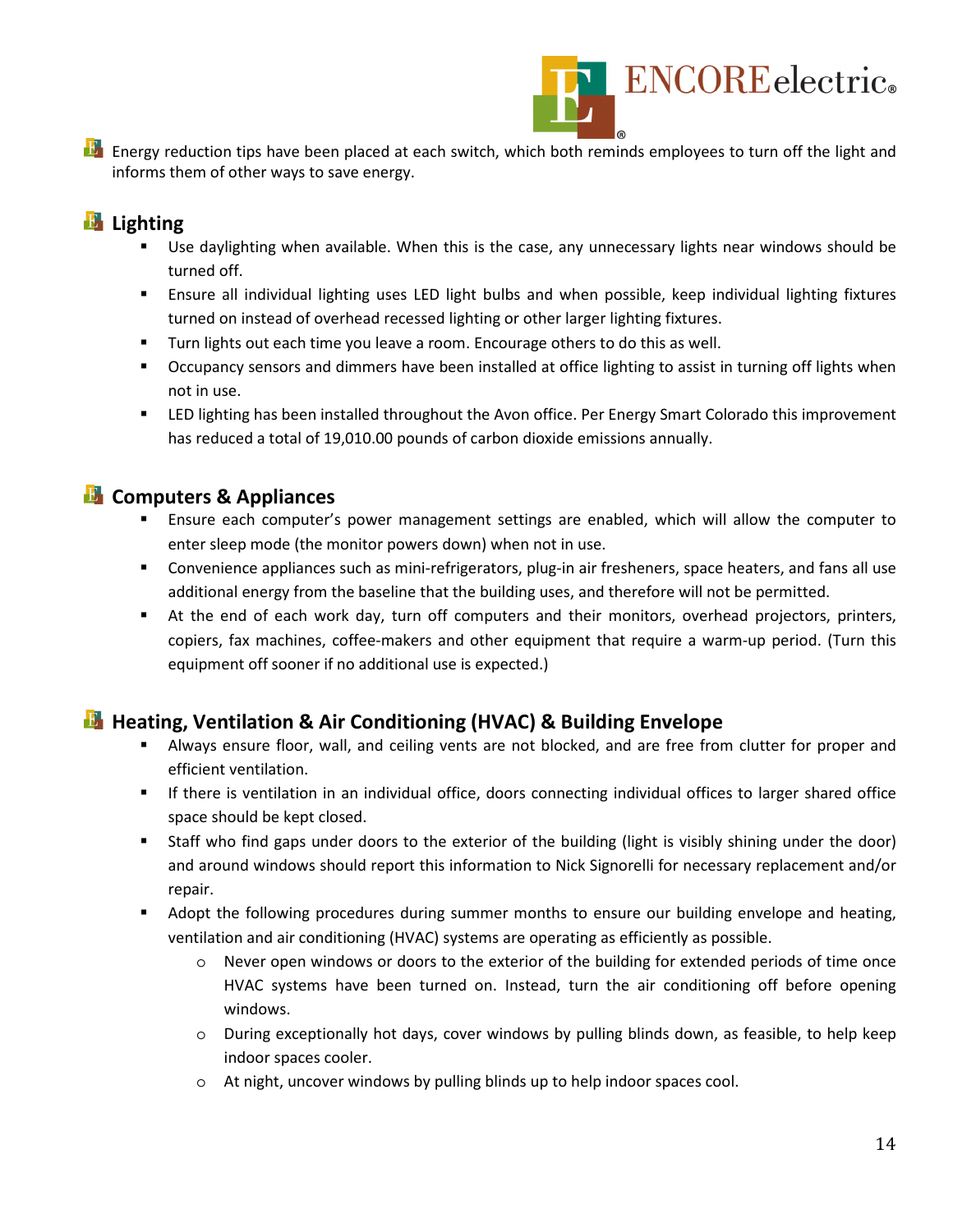Energy reduction tips have been placed at each switch, which both reminds employees to turn off the light and informs them of other ways to save energy.

## Lighting

- Use daylighting when available. When this is the case, any unnecessary lights near windows should be turned off.
- Ensure all individual lighting uses LED light bulbs and when possible, keep individual lighting fixtures turned on instead of overhead recessed lighting or other larger lighting fixtures.
- Turn lights out each time you leave a room. Encourage others to do this as well.
- Occupancy sensors and dimmers have been installed at office lighting to assist in turning off lights when not in use.
- LED lighting has been installed throughout the Avon office. Per Energy Smart Colorado this improvement has reduced a total of 19,010.00 pounds of carbon dioxide emissions annually.

## Computers & Appliances

- Ensure each computer's power management settings are enabled, which will allow the computer to enter sleep mode (the monitor powers down) when not in use.
- Convenience appliances such as mini-refrigerators, plug-in air fresheners, space heaters, and fans all use additional energy from the baseline that the building uses, and therefore will not be permitted.
- At the end of each work day, turn off computers and their monitors, overhead projectors, printers, copiers, fax machines, coffee-makers and other equipment that require a warm-up period. (Turn this equipment off sooner if no additional use is expected.)

## Heating, Ventilation & Air Conditioning (HVAC) & Building Envelope

- Always ensure floor, wall, and ceiling vents are not blocked, and are free from clutter for proper and efficient ventilation.
- If there is ventilation in an individual office, doors connecting individual offices to larger shared office space should be kept closed.
- Staff who find gaps under doors to the exterior of the building (light is visibly shining under the door) and around windows should report this information to Nick Signorelli for necessary replacement and/or repair.
- Adopt the following procedures during summer months to ensure our building envelope and heating, ventilation and air conditioning (HVAC) systems are operating as efficiently as possible.
  - Never open windows or doors to the exterior of the building for extended periods of time once HVAC systems have been turned on. Instead, turn the air conditioning off before opening windows.
  - During exceptionally hot days, cover windows by pulling blinds down, as feasible, to help keep indoor spaces cooler.
  - At night, uncover windows by pulling blinds up to help indoor spaces cool.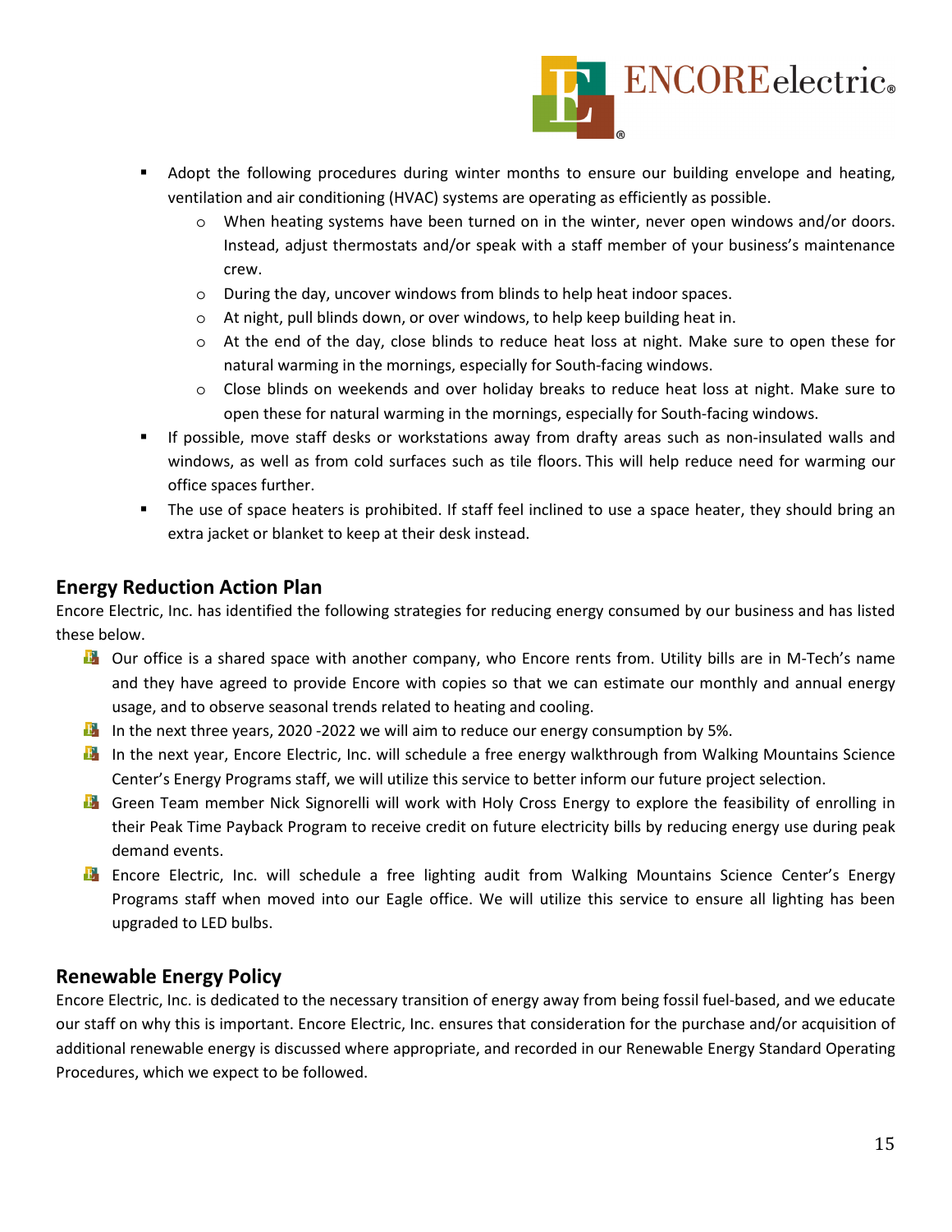- Adopt the following procedures during winter months to ensure our building envelope and heating, ventilation and air conditioning (HVAC) systems are operating as efficiently as possible.
  - When heating systems have been turned on in the winter, never open windows and/or doors. Instead, adjust thermostats and/or speak with a staff member of your business's maintenance crew.
  - During the day, uncover windows from blinds to help heat indoor spaces.
  - At night, pull blinds down, or over windows, to help keep building heat in.
  - At the end of the day, close blinds to reduce heat loss at night. Make sure to open these for natural warming in the mornings, especially for South-facing windows.
  - Close blinds on weekends and over holiday breaks to reduce heat loss at night. Make sure to open these for natural warming in the mornings, especially for South-facing windows.
- If possible, move staff desks or workstations away from drafty areas such as non-insulated walls and windows, as well as from cold surfaces such as tile floors. This will help reduce need for warming our office spaces further.
- The use of space heaters is prohibited. If staff feel inclined to use a space heater, they should bring an extra jacket or blanket to keep at their desk instead.

## Energy Reduction Action Plan

Encore Electric, Inc. has identified the following strategies for reducing energy consumed by our business and has listed these below.

- Our office is a shared space with another company, who Encore rents from. Utility bills are in M-Tech's name and they have agreed to provide Encore with copies so that we can estimate our monthly and annual energy usage, and to observe seasonal trends related to heating and cooling.
- In the next three years, 2020 -2022 we will aim to reduce our energy consumption by 5%.
- In the next year, Encore Electric, Inc. will schedule a free energy walkthrough from Walking Mountains Science Center's Energy Programs staff, we will utilize this service to better inform our future project selection.
- Green Team member Nick Signorelli will work with Holy Cross Energy to explore the feasibility of enrolling in their Peak Time Payback Program to receive credit on future electricity bills by reducing energy use during peak demand events.
- Encore Electric, Inc. will schedule a free lighting audit from Walking Mountains Science Center's Energy Programs staff when moved into our Eagle office. We will utilize this service to ensure all lighting has been upgraded to LED bulbs.

## Renewable Energy Policy

Encore Electric, Inc. is dedicated to the necessary transition of energy away from being fossil fuel-based, and we educate our staff on why this is important. Encore Electric, Inc. ensures that consideration for the purchase and/or acquisition of additional renewable energy is discussed where appropriate, and recorded in our Renewable Energy Standard Operating Procedures, which we expect to be followed.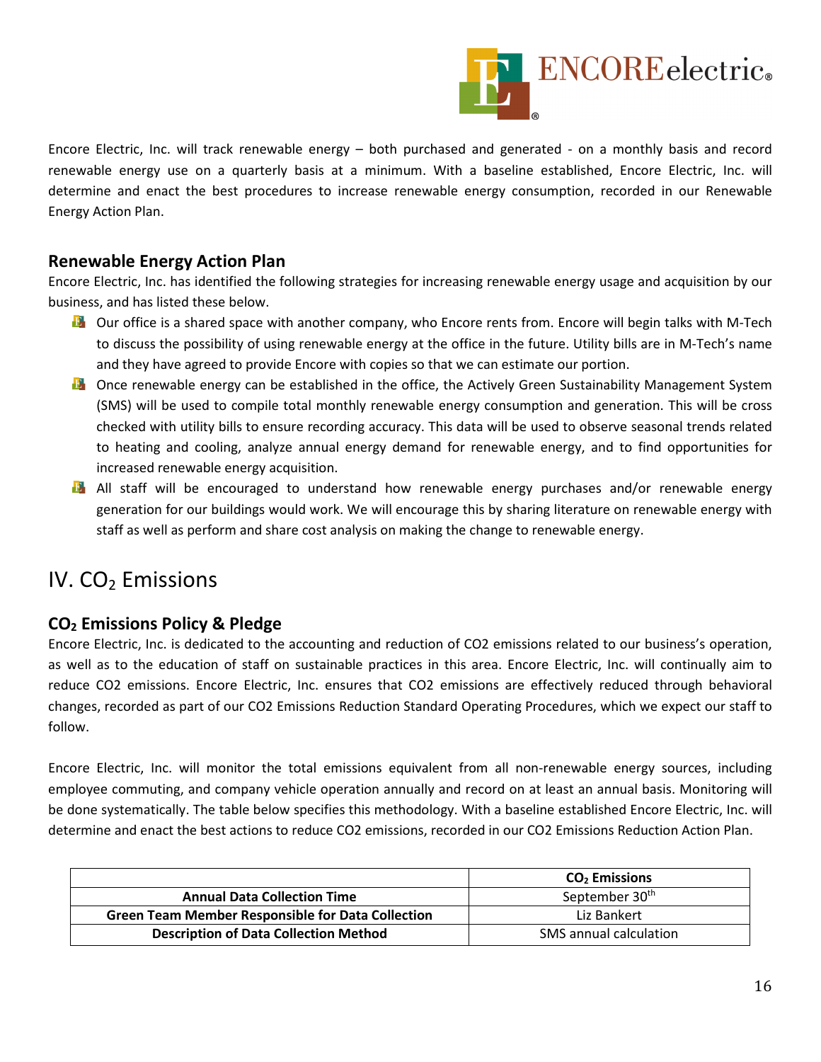Encore Electric, Inc. will track renewable energy – both purchased and generated - on a monthly basis and record renewable energy use on a quarterly basis at a minimum. With a baseline established, Encore Electric, Inc. will determine and enact the best procedures to increase renewable energy consumption, recorded in our Renewable Energy Action Plan.

### Renewable Energy Action Plan

Encore Electric, Inc. has identified the following strategies for increasing renewable energy usage and acquisition by our business, and has listed these below.

- Our office is a shared space with another company, who Encore rents from. Encore will begin talks with M-Tech to discuss the possibility of using renewable energy at the office in the future. Utility bills are in M-Tech's name and they have agreed to provide Encore with copies so that we can estimate our portion.
- Once renewable energy can be established in the office, the Actively Green Sustainability Management System (SMS) will be used to compile total monthly renewable energy consumption and generation. This will be cross checked with utility bills to ensure recording accuracy. This data will be used to observe seasonal trends related to heating and cooling, analyze annual energy demand for renewable energy, and to find opportunities for increased renewable energy acquisition.
- All staff will be encouraged to understand how renewable energy purchases and/or renewable energy generation for our buildings would work. We will encourage this by sharing literature on renewable energy with staff as well as perform and share cost analysis on making the change to renewable energy.

## IV. $CO_2$ Emissions

### $CO_2$ Emissions Policy & Pledge

Encore Electric, Inc. is dedicated to the accounting and reduction of CO2 emissions related to our business's operation, as well as to the education of staff on sustainable practices in this area. Encore Electric, Inc. will continually aim to reduce CO2 emissions. Encore Electric, Inc. ensures that CO2 emissions are effectively reduced through behavioral changes, recorded as part of our CO2 Emissions Reduction Standard Operating Procedures, which we expect our staff to follow.

Encore Electric, Inc. will monitor the total emissions equivalent from all non-renewable energy sources, including employee commuting, and company vehicle operation annually and record on at least an annual basis. Monitoring will be done systematically. The table below specifies this methodology. With a baseline established Encore Electric, Inc. will determine and enact the best actions to reduce CO2 emissions, recorded in our CO2 Emissions Reduction Action Plan.

| | **$CO_2$ Emissions** |
|---|---|
| **Annual Data Collection Time** | September 30th |
| **Green Team Member Responsible for Data Collection** | Liz Bankert |
| **Description of Data Collection Method** | SMS annual calculation |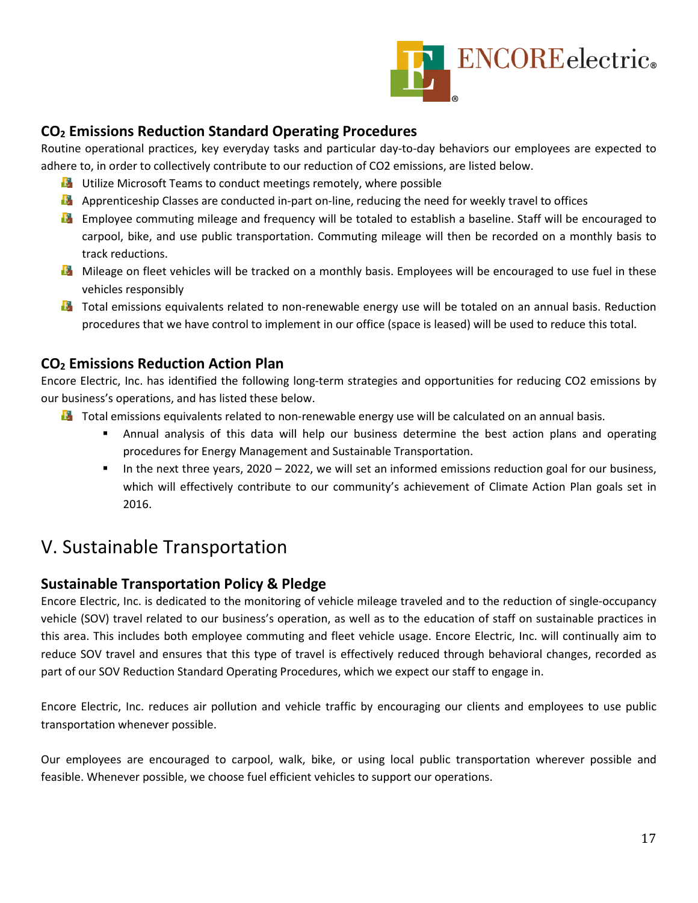### $CO_2$ Emissions Reduction Standard Operating Procedures

Routine operational practices, key everyday tasks and particular day-to-day behaviors our employees are expected to adhere to, in order to collectively contribute to our reduction of CO2 emissions, are listed below.

- Utilize Microsoft Teams to conduct meetings remotely, where possible
- Apprenticeship Classes are conducted in-part on-line, reducing the need for weekly travel to offices
- Employee commuting mileage and frequency will be totaled to establish a baseline. Staff will be encouraged to carpool, bike, and use public transportation. Commuting mileage will then be recorded on a monthly basis to track reductions.
- Mileage on fleet vehicles will be tracked on a monthly basis. Employees will be encouraged to use fuel in these vehicles responsibly
- Total emissions equivalents related to non-renewable energy use will be totaled on an annual basis. Reduction procedures that we have control to implement in our office (space is leased) will be used to reduce this total.

### $CO_2$ Emissions Reduction Action Plan

Encore Electric, Inc. has identified the following long-term strategies and opportunities for reducing CO2 emissions by our business's operations, and has listed these below.

- Total emissions equivalents related to non-renewable energy use will be calculated on an annual basis.
  - Annual analysis of this data will help our business determine the best action plans and operating procedures for Energy Management and Sustainable Transportation.
  - In the next three years, 2020 – 2022, we will set an informed emissions reduction goal for our business, which will effectively contribute to our community's achievement of Climate Action Plan goals set in 2016.

## V. Sustainable Transportation

### Sustainable Transportation Policy & Pledge

Encore Electric, Inc. is dedicated to the monitoring of vehicle mileage traveled and to the reduction of single-occupancy vehicle (SOV) travel related to our business's operation, as well as to the education of staff on sustainable practices in this area. This includes both employee commuting and fleet vehicle usage. Encore Electric, Inc. will continually aim to reduce SOV travel and ensures that this type of travel is effectively reduced through behavioral changes, recorded as part of our SOV Reduction Standard Operating Procedures, which we expect our staff to engage in.

Encore Electric, Inc. reduces air pollution and vehicle traffic by encouraging our clients and employees to use public transportation whenever possible.

Our employees are encouraged to carpool, walk, bike, or using local public transportation wherever possible and feasible. Whenever possible, we choose fuel efficient vehicles to support our operations.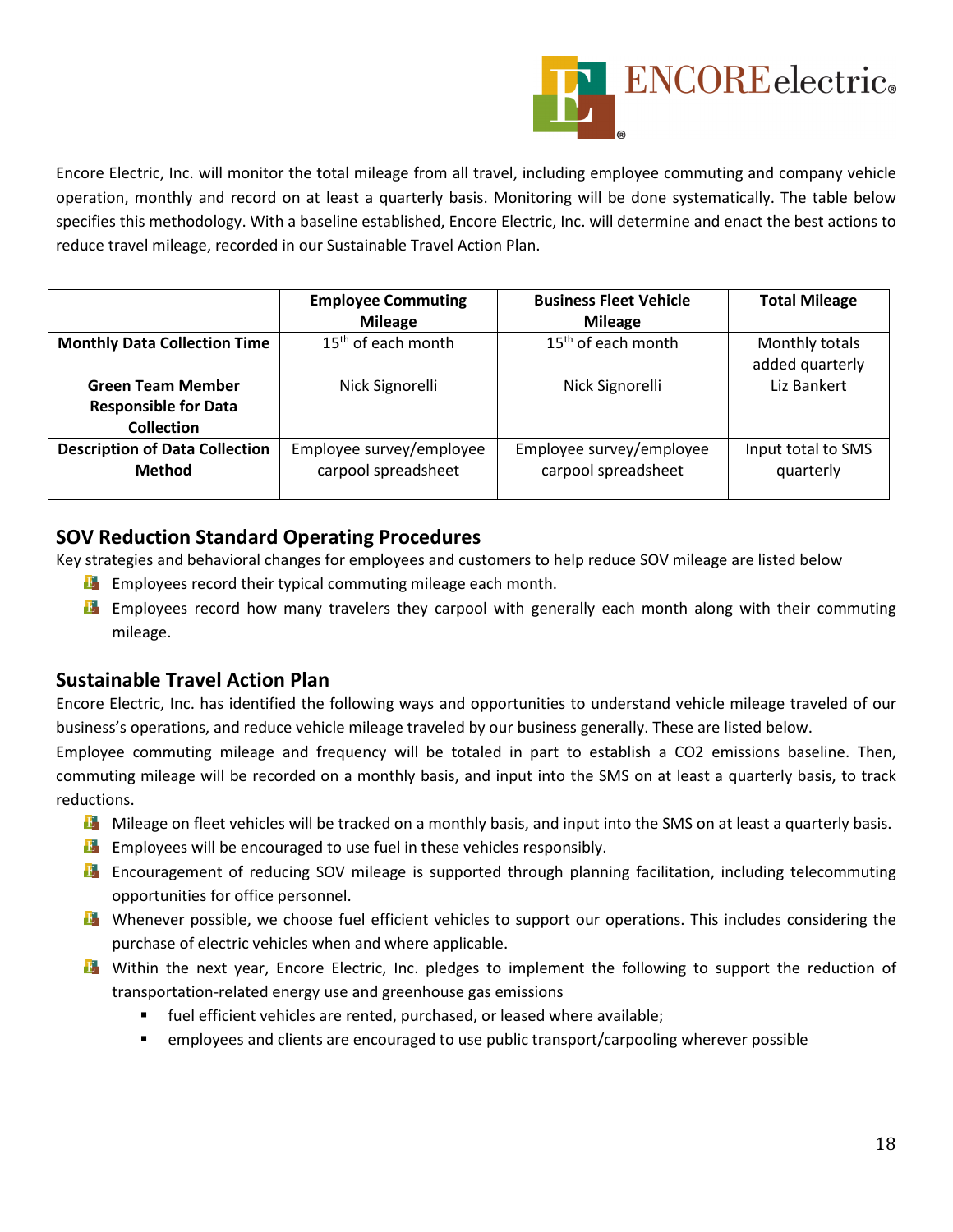Encore Electric, Inc. will monitor the total mileage from all travel, including employee commuting and company vehicle operation, monthly and record on at least a quarterly basis. Monitoring will be done systematically. The table below specifies this methodology. With a baseline established, Encore Electric, Inc. will determine and enact the best actions to reduce travel mileage, recorded in our Sustainable Travel Action Plan.

| | Employee Commuting Mileage | Business Fleet Vehicle Mileage | Total Mileage |
|---|---|---|---|
| **Monthly Data Collection Time** | 15th of each month | 15th of each month | Monthly totals added quarterly |
| **Green Team Member Responsible for Data Collection** | Nick Signorelli | Nick Signorelli | Liz Bankert |
| **Description of Data Collection Method** | Employee survey/employee carpool spreadsheet | Employee survey/employee carpool spreadsheet | Input total to SMS quarterly |

## SOV Reduction Standard Operating Procedures

Key strategies and behavioral changes for employees and customers to help reduce SOV mileage are listed below

- Employees record their typical commuting mileage each month.
- Employees record how many travelers they carpool with generally each month along with their commuting mileage.

## Sustainable Travel Action Plan

Encore Electric, Inc. has identified the following ways and opportunities to understand vehicle mileage traveled of our business's operations, and reduce vehicle mileage traveled by our business generally. These are listed below.

Employee commuting mileage and frequency will be totaled in part to establish a $CO_2$ emissions baseline. Then, commuting mileage will be recorded on a monthly basis, and input into the SMS on at least a quarterly basis, to track reductions.

- Mileage on fleet vehicles will be tracked on a monthly basis, and input into the SMS on at least a quarterly basis.
- Employees will be encouraged to use fuel in these vehicles responsibly.
- Encouragement of reducing SOV mileage is supported through planning facilitation, including telecommuting opportunities for office personnel.
- Whenever possible, we choose fuel efficient vehicles to support our operations. This includes considering the purchase of electric vehicles when and where applicable.
- Within the next year, Encore Electric, Inc. pledges to implement the following to support the reduction of transportation-related energy use and greenhouse gas emissions
  - fuel efficient vehicles are rented, purchased, or leased where available;
  - employees and clients are encouraged to use public transport/carpooling wherever possible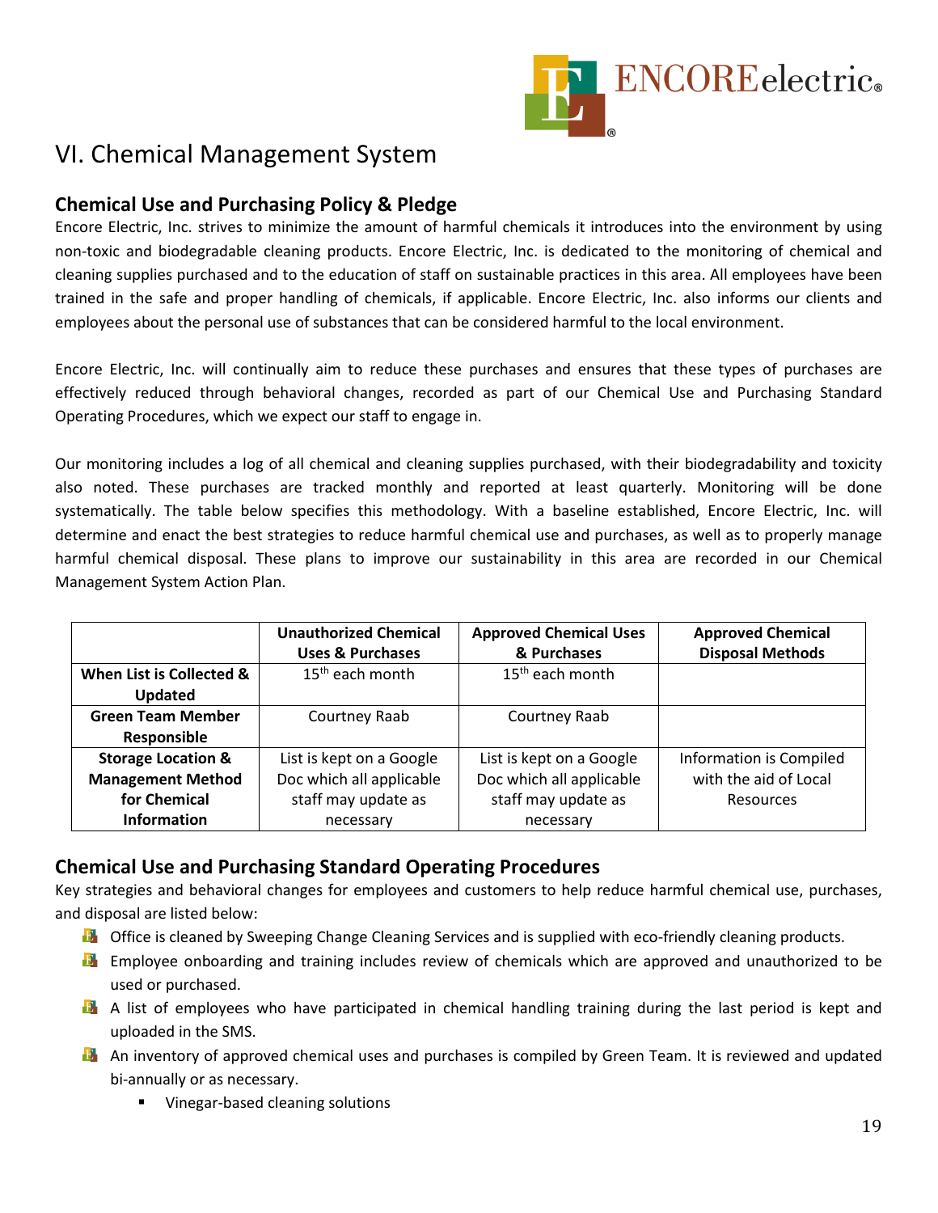# VI. Chemical Management System

## Chemical Use and Purchasing Policy & Pledge

Encore Electric, Inc. strives to minimize the amount of harmful chemicals it introduces into the environment by using non-toxic and biodegradable cleaning products. Encore Electric, Inc. is dedicated to the monitoring of chemical and cleaning supplies purchased and to the education of staff on sustainable practices in this area. All employees have been trained in the safe and proper handling of chemicals, if applicable. Encore Electric, Inc. also informs our clients and employees about the personal use of substances that can be considered harmful to the local environment.

Encore Electric, Inc. will continually aim to reduce these purchases and ensures that these types of purchases are effectively reduced through behavioral changes, recorded as part of our Chemical Use and Purchasing Standard Operating Procedures, which we expect our staff to engage in.

Our monitoring includes a log of all chemical and cleaning supplies purchased, with their biodegradability and toxicity also noted. These purchases are tracked monthly and reported at least quarterly. Monitoring will be done systematically. The table below specifies this methodology. With a baseline established, Encore Electric, Inc. will determine and enact the best strategies to reduce harmful chemical use and purchases, as well as to properly manage harmful chemical disposal. These plans to improve our sustainability in this area are recorded in our Chemical Management System Action Plan.

| | Unauthorized Chemical Uses & Purchases | Approved Chemical Uses & Purchases | Approved Chemical Disposal Methods |
|---|---|---|---|
| **When List is Collected & Updated** | 15th each month | 15th each month | |
| **Green Team Member Responsible** | Courtney Raab | Courtney Raab | |
| **Storage Location & Management Method for Chemical Information** | List is kept on a Google Doc which all applicable staff may update as necessary | List is kept on a Google Doc which all applicable staff may update as necessary | Information is Compiled with the aid of Local Resources |

## Chemical Use and Purchasing Standard Operating Procedures

Key strategies and behavioral changes for employees and customers to help reduce harmful chemical use, purchases, and disposal are listed below:

- Office is cleaned by Sweeping Change Cleaning Services and is supplied with eco-friendly cleaning products.
- Employee onboarding and training includes review of chemicals which are approved and unauthorized to be used or purchased.
- A list of employees who have participated in chemical handling training during the last period is kept and uploaded in the SMS.
- An inventory of approved chemical uses and purchases is compiled by Green Team. It is reviewed and updated bi-annually or as necessary.
  - Vinegar-based cleaning solutions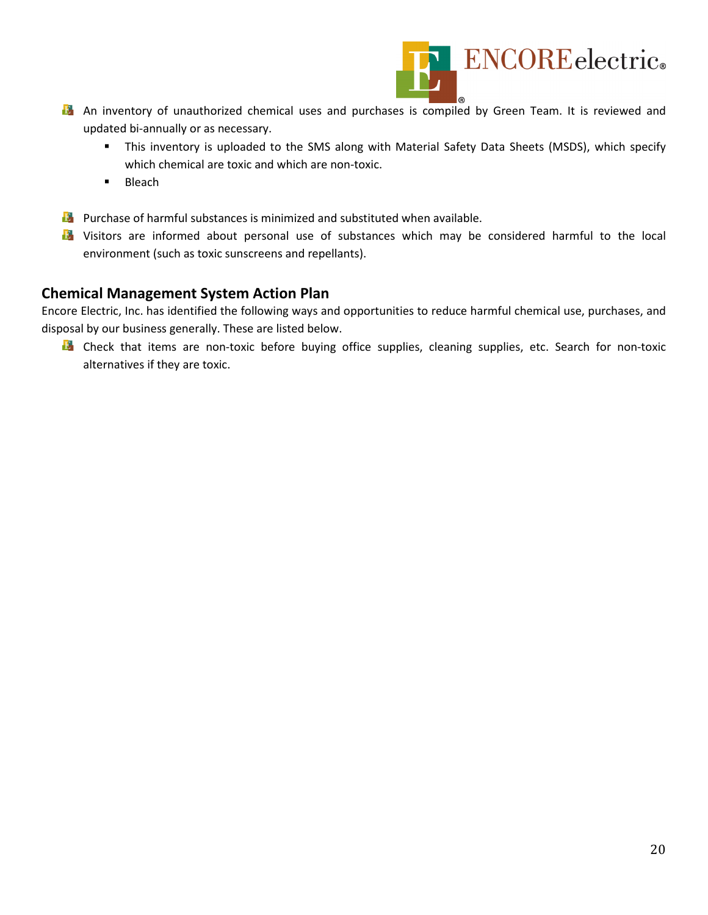- An inventory of unauthorized chemical uses and purchases is compiled by Green Team. It is reviewed and updated bi-annually or as necessary.
    - This inventory is uploaded to the SMS along with Material Safety Data Sheets (MSDS), which specify which chemical are toxic and which are non-toxic.
    - Bleach

- Purchase of harmful substances is minimized and substituted when available.
- Visitors are informed about personal use of substances which may be considered harmful to the local environment (such as toxic sunscreens and repellants).

## Chemical Management System Action Plan

Encore Electric, Inc. has identified the following ways and opportunities to reduce harmful chemical use, purchases, and disposal by our business generally. These are listed below.

- Check that items are non-toxic before buying office supplies, cleaning supplies, etc. Search for non-toxic alternatives if they are toxic.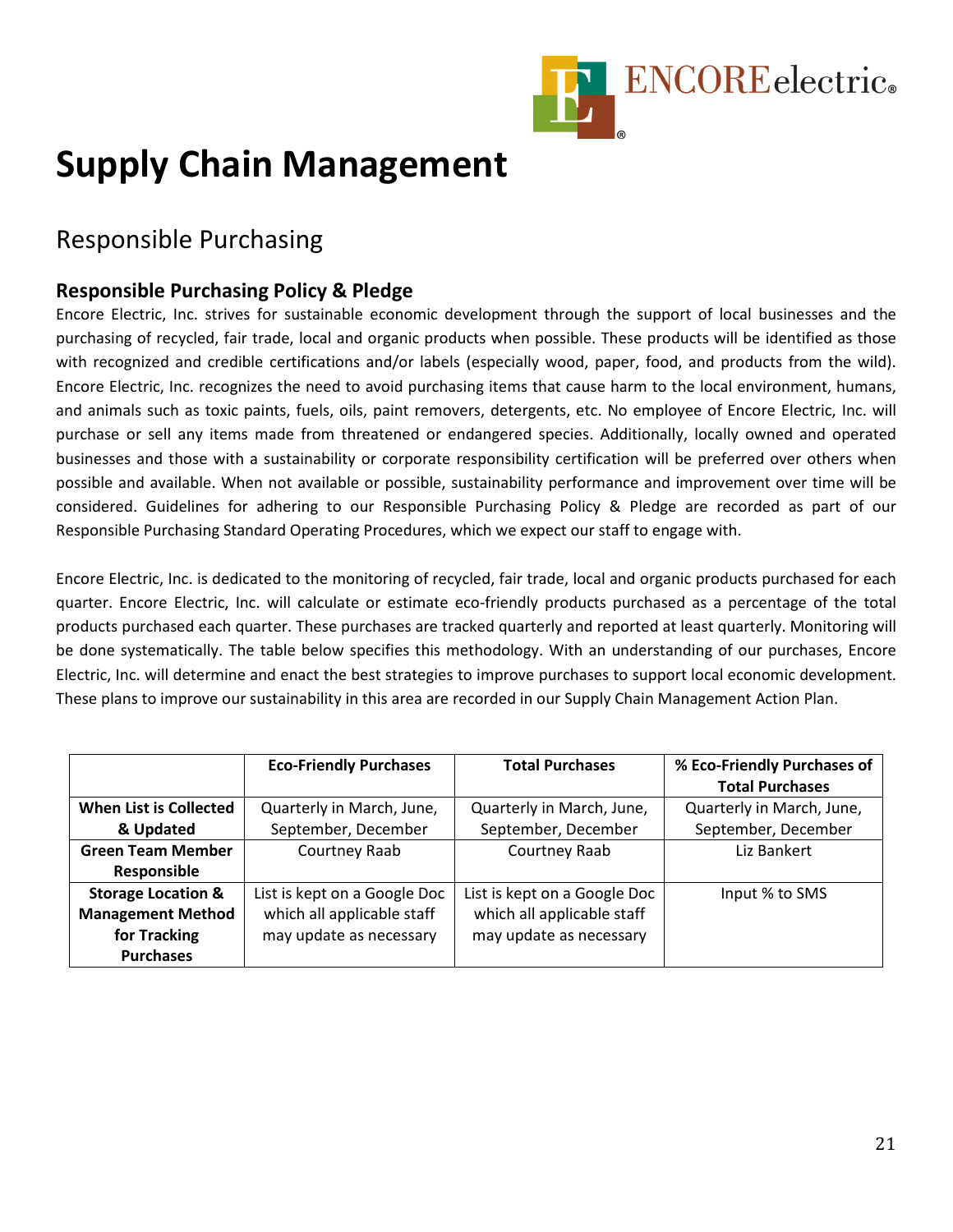# Supply Chain Management

## Responsible Purchasing

### Responsible Purchasing Policy & Pledge

Encore Electric, Inc. strives for sustainable economic development through the support of local businesses and the purchasing of recycled, fair trade, local and organic products when possible. These products will be identified as those with recognized and credible certifications and/or labels (especially wood, paper, food, and products from the wild). Encore Electric, Inc. recognizes the need to avoid purchasing items that cause harm to the local environment, humans, and animals such as toxic paints, fuels, oils, paint removers, detergents, etc. No employee of Encore Electric, Inc. will purchase or sell any items made from threatened or endangered species. Additionally, locally owned and operated businesses and those with a sustainability or corporate responsibility certification will be preferred over others when possible and available. When not available or possible, sustainability performance and improvement over time will be considered. Guidelines for adhering to our Responsible Purchasing Policy & Pledge are recorded as part of our Responsible Purchasing Standard Operating Procedures, which we expect our staff to engage with.

Encore Electric, Inc. is dedicated to the monitoring of recycled, fair trade, local and organic products purchased for each quarter. Encore Electric, Inc. will calculate or estimate eco-friendly products purchased as a percentage of the total products purchased each quarter. These purchases are tracked quarterly and reported at least quarterly. Monitoring will be done systematically. The table below specifies this methodology. With an understanding of our purchases, Encore Electric, Inc. will determine and enact the best strategies to improve purchases to support local economic development. These plans to improve our sustainability in this area are recorded in our Supply Chain Management Action Plan.

| | Eco-Friendly Purchases | Total Purchases | % Eco-Friendly Purchases of Total Purchases |
|---|---|---|---|
| **When List is Collected & Updated** | Quarterly in March, June, September, December | Quarterly in March, June, September, December | Quarterly in March, June, September, December |
| **Green Team Member Responsible** | Courtney Raab | Courtney Raab | Liz Bankert |
| **Storage Location & Management Method for Tracking Purchases** | List is kept on a Google Doc which all applicable staff may update as necessary | List is kept on a Google Doc which all applicable staff may update as necessary | Input % to SMS |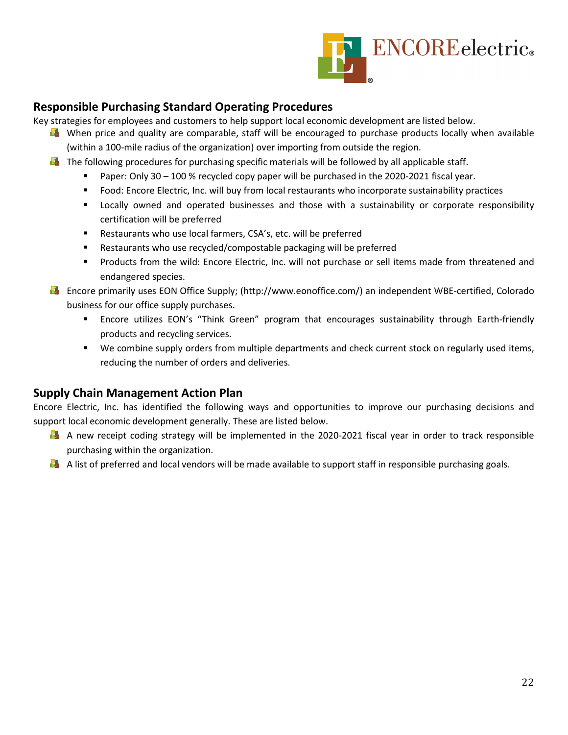## Responsible Purchasing Standard Operating Procedures

Key strategies for employees and customers to help support local economic development are listed below.

- When price and quality are comparable, staff will be encouraged to purchase products locally when available (within a 100-mile radius of the organization) over importing from outside the region.
- The following procedures for purchasing specific materials will be followed by all applicable staff.
  - Paper: Only 30 – 100 % recycled copy paper will be purchased in the 2020-2021 fiscal year.
  - Food: Encore Electric, Inc. will buy from local restaurants who incorporate sustainability practices
  - Locally owned and operated businesses and those with a sustainability or corporate responsibility certification will be preferred
  - Restaurants who use local farmers, CSA's, etc. will be preferred
  - Restaurants who use recycled/compostable packaging will be preferred
  - Products from the wild: Encore Electric, Inc. will not purchase or sell items made from threatened and endangered species.
- Encore primarily uses EON Office Supply; (http://www.eonoffice.com/) an independent WBE-certified, Colorado business for our office supply purchases.
  - Encore utilizes EON's "Think Green" program that encourages sustainability through Earth-friendly products and recycling services.
  - We combine supply orders from multiple departments and check current stock on regularly used items, reducing the number of orders and deliveries.

## Supply Chain Management Action Plan

Encore Electric, Inc. has identified the following ways and opportunities to improve our purchasing decisions and support local economic development generally. These are listed below.

- A new receipt coding strategy will be implemented in the 2020-2021 fiscal year in order to track responsible purchasing within the organization.
- A list of preferred and local vendors will be made available to support staff in responsible purchasing goals.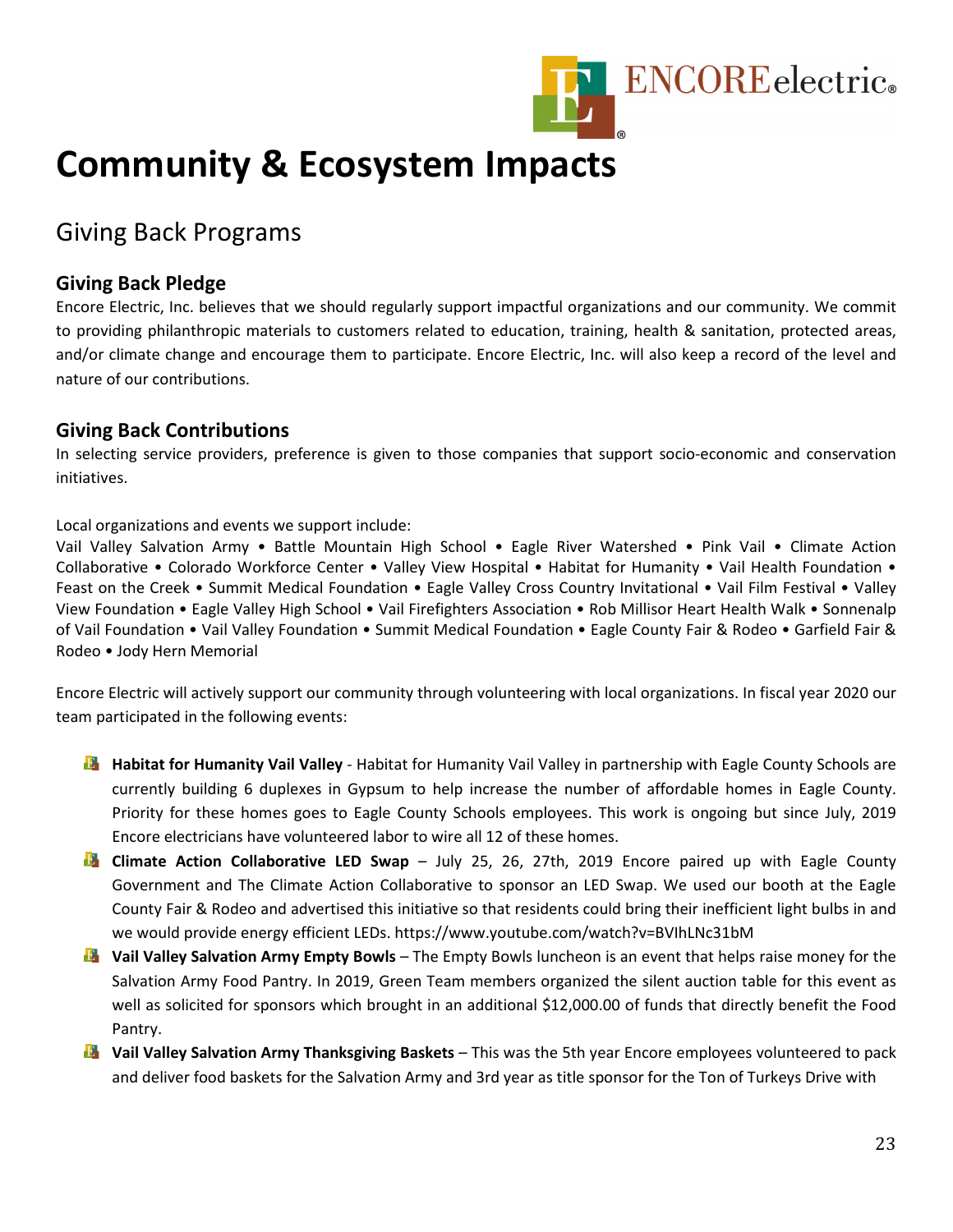# Community & Ecosystem Impacts

## Giving Back Programs

### Giving Back Pledge

Encore Electric, Inc. believes that we should regularly support impactful organizations and our community. We commit to providing philanthropic materials to customers related to education, training, health & sanitation, protected areas, and/or climate change and encourage them to participate. Encore Electric, Inc. will also keep a record of the level and nature of our contributions.

### Giving Back Contributions

In selecting service providers, preference is given to those companies that support socio-economic and conservation initiatives.

Local organizations and events we support include:
Vail Valley Salvation Army • Battle Mountain High School • Eagle River Watershed • Pink Vail • Climate Action Collaborative • Colorado Workforce Center • Valley View Hospital • Habitat for Humanity • Vail Health Foundation • Feast on the Creek • Summit Medical Foundation • Eagle Valley Cross Country Invitational • Vail Film Festival • Valley View Foundation • Eagle Valley High School • Vail Firefighters Association • Rob Millisor Heart Health Walk • Sonnenalp of Vail Foundation • Vail Valley Foundation • Summit Medical Foundation • Eagle County Fair & Rodeo • Garfield Fair & Rodeo • Jody Hern Memorial

Encore Electric will actively support our community through volunteering with local organizations. In fiscal year 2020 our team participated in the following events:

- **Habitat for Humanity Vail Valley** - Habitat for Humanity Vail Valley in partnership with Eagle County Schools are currently building 6 duplexes in Gypsum to help increase the number of affordable homes in Eagle County. Priority for these homes goes to Eagle County Schools employees. This work is ongoing but since July, 2019 Encore electricians have volunteered labor to wire all 12 of these homes.
- **Climate Action Collaborative LED Swap** – July 25, 26, 27th, 2019 Encore paired up with Eagle County Government and The Climate Action Collaborative to sponsor an LED Swap. We used our booth at the Eagle County Fair & Rodeo and advertised this initiative so that residents could bring their inefficient light bulbs in and we would provide energy efficient LEDs. https://www.youtube.com/watch?v=BVIhLNc31bM
- **Vail Valley Salvation Army Empty Bowls** – The Empty Bowls luncheon is an event that helps raise money for the Salvation Army Food Pantry. In 2019, Green Team members organized the silent auction table for this event as well as solicited for sponsors which brought in an additional $12,000.00 of funds that directly benefit the Food Pantry.
- **Vail Valley Salvation Army Thanksgiving Baskets** – This was the 5th year Encore employees volunteered to pack and deliver food baskets for the Salvation Army and 3rd year as title sponsor for the Ton of Turkeys Drive with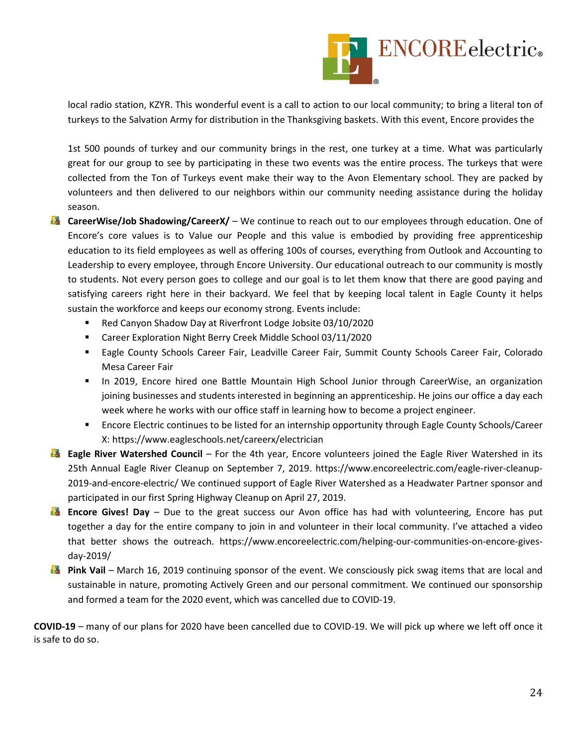local radio station, KZYR. This wonderful event is a call to action to our local community; to bring a literal ton of turkeys to the Salvation Army for distribution in the Thanksgiving baskets. With this event, Encore provides the

1st 500 pounds of turkey and our community brings in the rest, one turkey at a time. What was particularly great for our group to see by participating in these two events was the entire process. The turkeys that were collected from the Ton of Turkeys event make their way to the Avon Elementary school. They are packed by volunteers and then delivered to our neighbors within our community needing assistance during the holiday season.

- **CareerWise/Job Shadowing/CareerX/** – We continue to reach out to our employees through education. One of Encore's core values is to Value our People and this value is embodied by providing free apprenticeship education to its field employees as well as offering 100s of courses, everything from Outlook and Accounting to Leadership to every employee, through Encore University. Our educational outreach to our community is mostly to students. Not every person goes to college and our goal is to let them know that there are good paying and satisfying careers right here in their backyard. We feel that by keeping local talent in Eagle County it helps sustain the workforce and keeps our economy strong. Events include:
  - Red Canyon Shadow Day at Riverfront Lodge Jobsite 03/10/2020
  - Career Exploration Night Berry Creek Middle School 03/11/2020
  - Eagle County Schools Career Fair, Leadville Career Fair, Summit County Schools Career Fair, Colorado Mesa Career Fair
  - In 2019, Encore hired one Battle Mountain High School Junior through CareerWise, an organization joining businesses and students interested in beginning an apprenticeship. He joins our office a day each week where he works with our office staff in learning how to become a project engineer.
  - Encore Electric continues to be listed for an internship opportunity through Eagle County Schools/Career X: https://www.eagleschools.net/careerx/electrician
- **Eagle River Watershed Council** – For the 4th year, Encore volunteers joined the Eagle River Watershed in its 25th Annual Eagle River Cleanup on September 7, 2019. https://www.encoreelectric.com/eagle-river-cleanup-2019-and-encore-electric/ We continued support of Eagle River Watershed as a Headwater Partner sponsor and participated in our first Spring Highway Cleanup on April 27, 2019.
- **Encore Gives! Day** – Due to the great success our Avon office has had with volunteering, Encore has put together a day for the entire company to join in and volunteer in their local community. I've attached a video that better shows the outreach. https://www.encoreelectric.com/helping-our-communities-on-encore-gives-day-2019/
- **Pink Vail** – March 16, 2019 continuing sponsor of the event. We consciously pick swag items that are local and sustainable in nature, promoting Actively Green and our personal commitment. We continued our sponsorship and formed a team for the 2020 event, which was cancelled due to COVID-19.

**COVID-19** – many of our plans for 2020 have been cancelled due to COVID-19. We will pick up where we left off once it is safe to do so.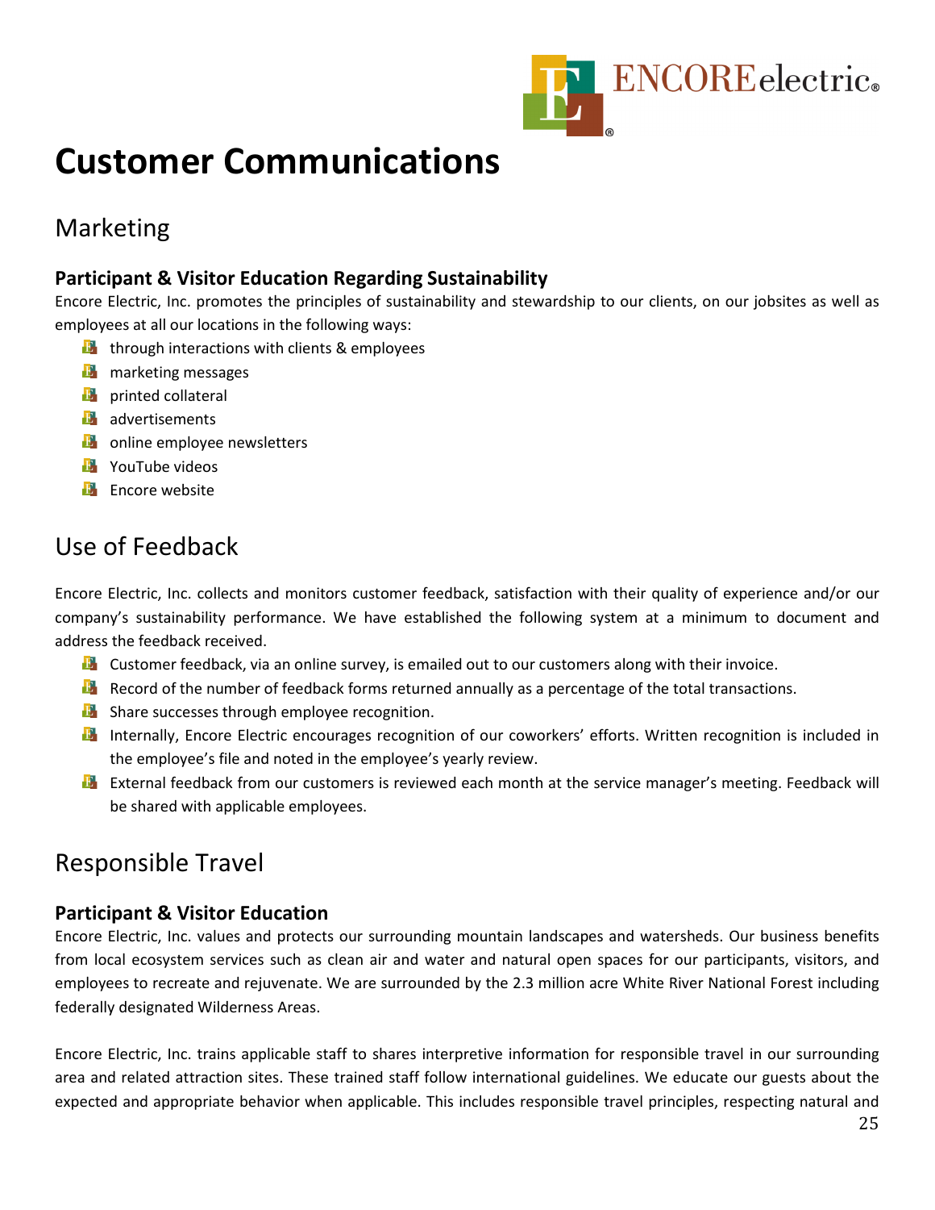# Customer Communications

## Marketing

### Participant & Visitor Education Regarding Sustainability

Encore Electric, Inc. promotes the principles of sustainability and stewardship to our clients, on our jobsites as well as employees at all our locations in the following ways:

- through interactions with clients & employees
- marketing messages
- printed collateral
- advertisements
- online employee newsletters
- YouTube videos
- Encore website

## Use of Feedback

Encore Electric, Inc. collects and monitors customer feedback, satisfaction with their quality of experience and/or our company's sustainability performance. We have established the following system at a minimum to document and address the feedback received.

- Customer feedback, via an online survey, is emailed out to our customers along with their invoice.
- Record of the number of feedback forms returned annually as a percentage of the total transactions.
- Share successes through employee recognition.
- Internally, Encore Electric encourages recognition of our coworkers' efforts. Written recognition is included in the employee's file and noted in the employee's yearly review.
- External feedback from our customers is reviewed each month at the service manager's meeting. Feedback will be shared with applicable employees.

## Responsible Travel

### Participant & Visitor Education

Encore Electric, Inc. values and protects our surrounding mountain landscapes and watersheds. Our business benefits from local ecosystem services such as clean air and water and natural open spaces for our participants, visitors, and employees to recreate and rejuvenate. We are surrounded by the 2.3 million acre White River National Forest including federally designated Wilderness Areas.

Encore Electric, Inc. trains applicable staff to shares interpretive information for responsible travel in our surrounding area and related attraction sites. These trained staff follow international guidelines. We educate our guests about the expected and appropriate behavior when applicable. This includes responsible travel principles, respecting natural and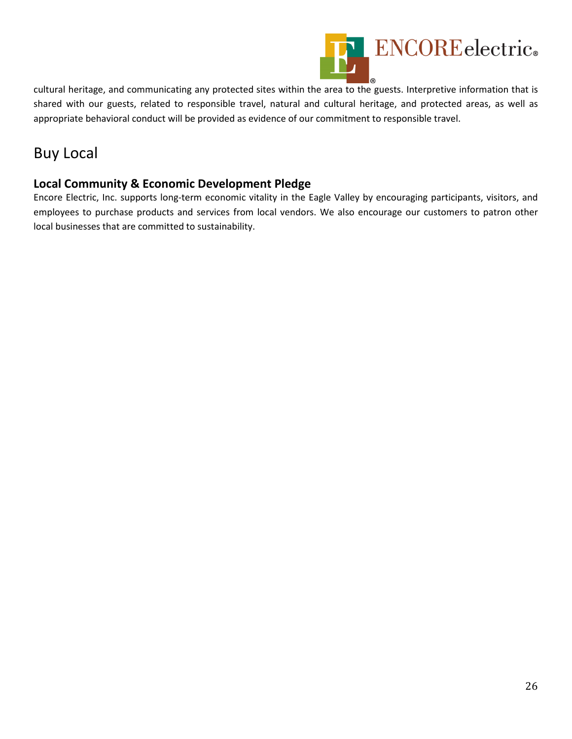cultural heritage, and communicating any protected sites within the area to the guests. Interpretive information that is shared with our guests, related to responsible travel, natural and cultural heritage, and protected areas, as well as appropriate behavioral conduct will be provided as evidence of our commitment to responsible travel.

# Buy Local

### Local Community & Economic Development Pledge

Encore Electric, Inc. supports long-term economic vitality in the Eagle Valley by encouraging participants, visitors, and employees to purchase products and services from local vendors. We also encourage our customers to patron other local businesses that are committed to sustainability.